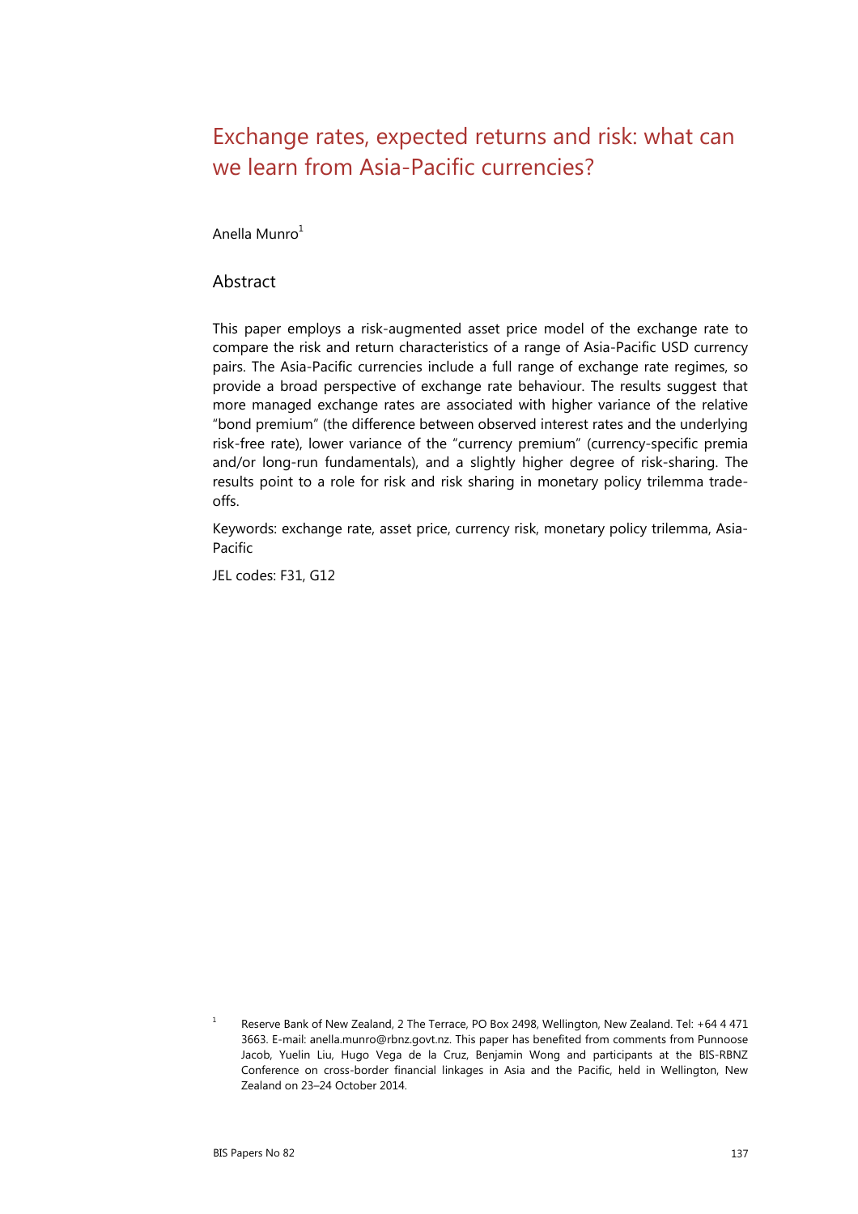# Exchange rates, expected returns and risk: what can we learn from Asia-Pacific currencies?

Anella Munro[1]

## Abstract

This paper employs a risk-augmented asset price model of the exchange rate to compare the risk and return characteristics of a range of Asia-Pacific USD currency pairs. The Asia-Pacific currencies include a full range of exchange rate regimes, so provide a broad perspective of exchange rate behaviour. The results suggest that more managed exchange rates are associated with higher variance of the relative "bond premium" (the difference between observed interest rates and the underlying risk-free rate), lower variance of the "currency premium" (currency-specific premia and/or long-run fundamentals), and a slightly higher degree of risk-sharing. The results point to a role for risk and risk sharing in monetary policy trilemma trade-offs.

Keywords: exchange rate, asset price, currency risk, monetary policy trilemma, Asia-Pacific

JEL codes: F31, G12

[1] Reserve Bank of New Zealand, 2 The Terrace, PO Box 2498, Wellington, New Zealand. Tel: +64 4 471 3663. E-mail: anella.munro@rbnz.govt.nz. This paper has benefited from comments from Punnoose Jacob, Yuelin Liu, Hugo Vega de la Cruz, Benjamin Wong and participants at the BIS-RBNZ Conference on cross-border financial linkages in Asia and the Pacific, held in Wellington, New Zealand on 23–24 October 2014.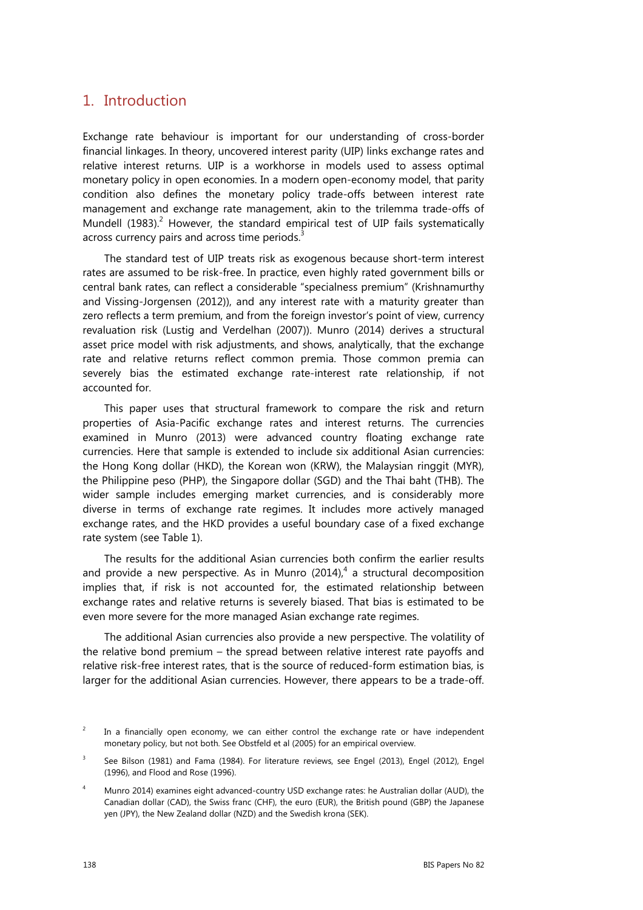## 1. Introduction

Exchange rate behaviour is important for our understanding of cross-border financial linkages. In theory, uncovered interest parity (UIP) links exchange rates and relative interest returns. UIP is a workhorse in models used to assess optimal monetary policy in open economies. In a modern open-economy model, that parity condition also defines the monetary policy trade-offs between interest rate management and exchange rate management, akin to the trilemma trade-offs of Mundell (1983).[2] However, the standard empirical test of UIP fails systematically across currency pairs and across time periods.[3]

The standard test of UIP treats risk as exogenous because short-term interest rates are assumed to be risk-free. In practice, even highly rated government bills or central bank rates, can reflect a considerable "specialness premium" (Krishnamurthy and Vissing-Jorgensen (2012)), and any interest rate with a maturity greater than zero reflects a term premium, and from the foreign investor's point of view, currency revaluation risk (Lustig and Verdelhan (2007)). Munro (2014) derives a structural asset price model with risk adjustments, and shows, analytically, that the exchange rate and relative returns reflect common premia. Those common premia can severely bias the estimated exchange rate-interest rate relationship, if not accounted for.

This paper uses that structural framework to compare the risk and return properties of Asia-Pacific exchange rates and interest returns. The currencies examined in Munro (2013) were advanced country floating exchange rate currencies. Here that sample is extended to include six additional Asian currencies: the Hong Kong dollar (HKD), the Korean won (KRW), the Malaysian ringgit (MYR), the Philippine peso (PHP), the Singapore dollar (SGD) and the Thai baht (THB). The wider sample includes emerging market currencies, and is considerably more diverse in terms of exchange rate regimes. It includes more actively managed exchange rates, and the HKD provides a useful boundary case of a fixed exchange rate system (see Table 1).

The results for the additional Asian currencies both confirm the earlier results and provide a new perspective. As in Munro (2014),[4] a structural decomposition implies that, if risk is not accounted for, the estimated relationship between exchange rates and relative returns is severely biased. That bias is estimated to be even more severe for the more managed Asian exchange rate regimes.

The additional Asian currencies also provide a new perspective. The volatility of the relative bond premium – the spread between relative interest rate payoffs and relative risk-free interest rates, that is the source of reduced-form estimation bias, is larger for the additional Asian currencies. However, there appears to be a trade-off.

[2] In a financially open economy, we can either control the exchange rate or have independent monetary policy, but not both. See Obstfeld et al (2005) for an empirical overview.

[3] See Bilson (1981) and Fama (1984). For literature reviews, see Engel (2013), Engel (2012), Engel (1996), and Flood and Rose (1996).

[4] Munro 2014) examines eight advanced-country USD exchange rates: he Australian dollar (AUD), the Canadian dollar (CAD), the Swiss franc (CHF), the euro (EUR), the British pound (GBP) the Japanese yen (JPY), the New Zealand dollar (NZD) and the Swedish krona (SEK).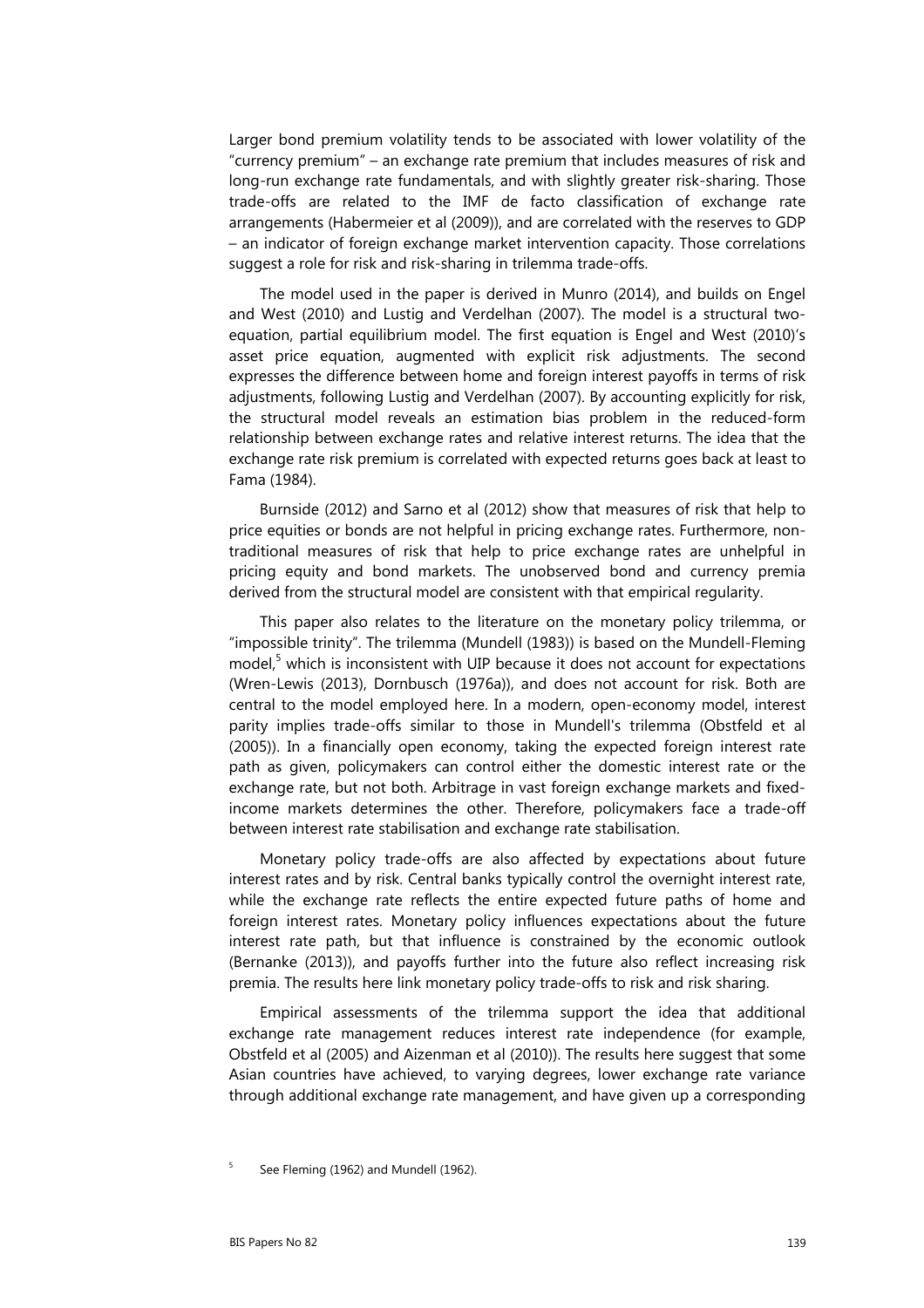Larger bond premium volatility tends to be associated with lower volatility of the "currency premium" – an exchange rate premium that includes measures of risk and long-run exchange rate fundamentals, and with slightly greater risk-sharing. Those trade-offs are related to the IMF de facto classification of exchange rate arrangements (Habermeier et al (2009)), and are correlated with the reserves to GDP – an indicator of foreign exchange market intervention capacity. Those correlations suggest a role for risk and risk-sharing in trilemma trade-offs.

The model used in the paper is derived in Munro (2014), and builds on Engel and West (2010) and Lustig and Verdelhan (2007). The model is a structural two-equation, partial equilibrium model. The first equation is Engel and West (2010)'s asset price equation, augmented with explicit risk adjustments. The second expresses the difference between home and foreign interest payoffs in terms of risk adjustments, following Lustig and Verdelhan (2007). By accounting explicitly for risk, the structural model reveals an estimation bias problem in the reduced-form relationship between exchange rates and relative interest returns. The idea that the exchange rate risk premium is correlated with expected returns goes back at least to Fama (1984).

Burnside (2012) and Sarno et al (2012) show that measures of risk that help to price equities or bonds are not helpful in pricing exchange rates. Furthermore, non-traditional measures of risk that help to price exchange rates are unhelpful in pricing equity and bond markets. The unobserved bond and currency premia derived from the structural model are consistent with that empirical regularity.

This paper also relates to the literature on the monetary policy trilemma, or "impossible trinity". The trilemma (Mundell (1983)) is based on the Mundell-Fleming model,[5] which is inconsistent with UIP because it does not account for expectations (Wren-Lewis (2013), Dornbusch (1976a)), and does not account for risk. Both are central to the model employed here. In a modern, open-economy model, interest parity implies trade-offs similar to those in Mundell's trilemma (Obstfeld et al (2005)). In a financially open economy, taking the expected foreign interest rate path as given, policymakers can control either the domestic interest rate or the exchange rate, but not both. Arbitrage in vast foreign exchange markets and fixed-income markets determines the other. Therefore, policymakers face a trade-off between interest rate stabilisation and exchange rate stabilisation.

Monetary policy trade-offs are also affected by expectations about future interest rates and by risk. Central banks typically control the overnight interest rate, while the exchange rate reflects the entire expected future paths of home and foreign interest rates. Monetary policy influences expectations about the future interest rate path, but that influence is constrained by the economic outlook (Bernanke (2013)), and payoffs further into the future also reflect increasing risk premia. The results here link monetary policy trade-offs to risk and risk sharing.

Empirical assessments of the trilemma support the idea that additional exchange rate management reduces interest rate independence (for example, Obstfeld et al (2005) and Aizenman et al (2010)). The results here suggest that some Asian countries have achieved, to varying degrees, lower exchange rate variance through additional exchange rate management, and have given up a corresponding

[5] See Fleming (1962) and Mundell (1962).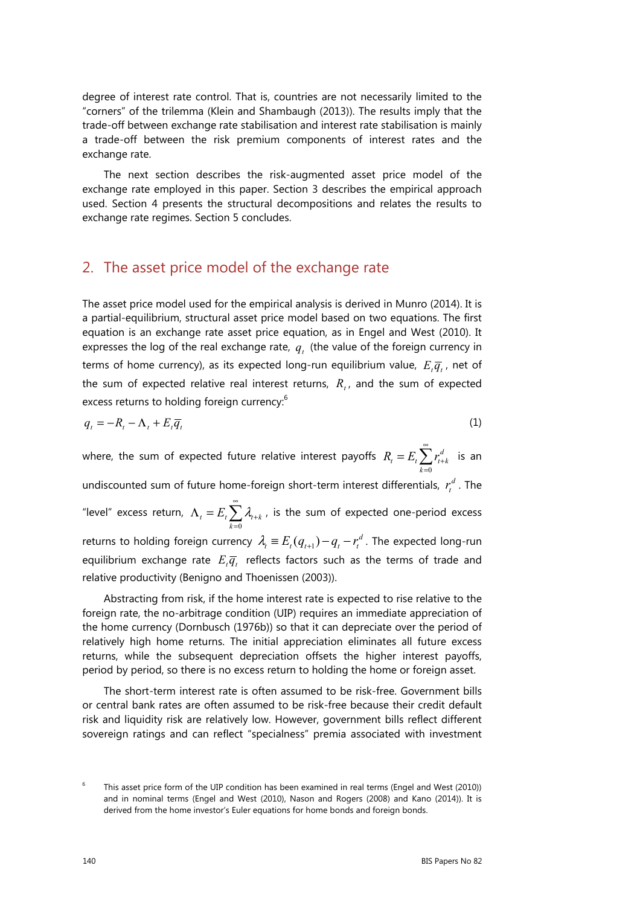degree of interest rate control. That is, countries are not necessarily limited to the "corners" of the trilemma (Klein and Shambaugh (2013)). The results imply that the trade-off between exchange rate stabilisation and interest rate stabilisation is mainly a trade-off between the risk premium components of interest rates and the exchange rate.

The next section describes the risk-augmented asset price model of the exchange rate employed in this paper. Section 3 describes the empirical approach used. Section 4 presents the structural decompositions and relates the results to exchange rate regimes. Section 5 concludes.

## 2. The asset price model of the exchange rate

The asset price model used for the empirical analysis is derived in Munro (2014). It is a partial-equilibrium, structural asset price model based on two equations. The first equation is an exchange rate asset price equation, as in Engel and West (2010). It expresses the log of the real exchange rate, $q_t$ (the value of the foreign currency in terms of home currency), as its expected long-run equilibrium value, $E_t\overline{q}_t$, net of the sum of expected relative real interest returns, $R_t$, and the sum of expected excess returns to holding foreign currency:[6]

$$q_t = -R_t - \Lambda_t + E_t\overline{q}_t \tag{1}$$

where, the sum of expected future relative interest payoffs $R_t = E_t\sum_{k=0}^{\infty} r_{t+k}^d$ is an undiscounted sum of future home-foreign short-term interest differentials, $r_t^d$. The "level" excess return, $\Lambda_t = E_t\sum_{k=0}^{\infty}\lambda_{t+k}$, is the sum of expected one-period excess returns to holding foreign currency $\lambda_t \equiv E_t(q_{t+1}) - q_t - r_t^d$. The expected long-run equilibrium exchange rate $E_t\overline{q}_t$ reflects factors such as the terms of trade and relative productivity (Benigno and Thoenissen (2003)).

Abstracting from risk, if the home interest rate is expected to rise relative to the foreign rate, the no-arbitrage condition (UIP) requires an immediate appreciation of the home currency (Dornbusch (1976b)) so that it can depreciate over the period of relatively high home returns. The initial appreciation eliminates all future excess returns, while the subsequent depreciation offsets the higher interest payoffs, period by period, so there is no excess return to holding the home or foreign asset.

The short-term interest rate is often assumed to be risk-free. Government bills or central bank rates are often assumed to be risk-free because their credit default risk and liquidity risk are relatively low. However, government bills reflect different sovereign ratings and can reflect "specialness" premia associated with investment

[6] This asset price form of the UIP condition has been examined in real terms (Engel and West (2010)) and in nominal terms (Engel and West (2010), Nason and Rogers (2008) and Kano (2014)). It is derived from the home investor's Euler equations for home bonds and foreign bonds.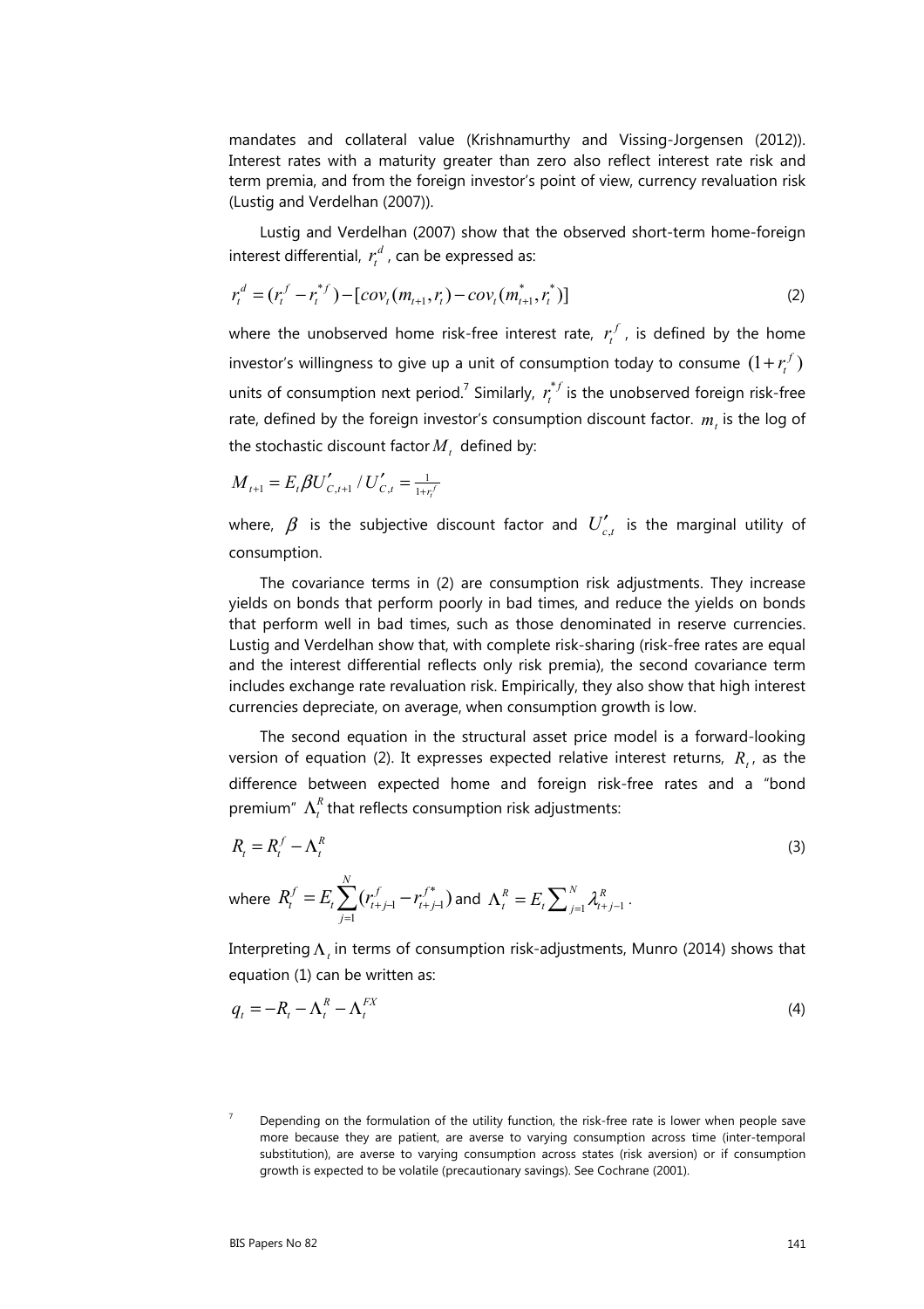mandates and collateral value (Krishnamurthy and Vissing-Jorgensen (2012)). Interest rates with a maturity greater than zero also reflect interest rate risk and term premia, and from the foreign investor's point of view, currency revaluation risk (Lustig and Verdelhan (2007)).

Lustig and Verdelhan (2007) show that the observed short-term home-foreign interest differential, $r_t^d$, can be expressed as:

$$r_t^d = (r_t^f - r_t^{*f}) - [cov_t(m_{t+1}, r_t) - cov_t(m_{t+1}^*, r_t^*)] \tag{2}$$

where the unobserved home risk-free interest rate, $r_t^f$, is defined by the home investor's willingness to give up a unit of consumption today to consume $(1 + r_t^f)$ units of consumption next period.[7] Similarly, $r_t^{*f}$ is the unobserved foreign risk-free rate, defined by the foreign investor's consumption discount factor. $m_t$ is the log of the stochastic discount factor $M_t$ defined by:

$$M_{t+1} = E_t \beta U'_{C,t+1} / U'_{C,t} = \tfrac{1}{1+r_t^f}$$

where, $\beta$ is the subjective discount factor and $U'_{c,t}$ is the marginal utility of consumption.

The covariance terms in (2) are consumption risk adjustments. They increase yields on bonds that perform poorly in bad times, and reduce the yields on bonds that perform well in bad times, such as those denominated in reserve currencies. Lustig and Verdelhan show that, with complete risk-sharing (risk-free rates are equal and the interest differential reflects only risk premia), the second covariance term includes exchange rate revaluation risk. Empirically, they also show that high interest currencies depreciate, on average, when consumption growth is low.

The second equation in the structural asset price model is a forward-looking version of equation (2). It expresses expected relative interest returns, $R_t$, as the difference between expected home and foreign risk-free rates and a "bond premium" $\Lambda_t^R$ that reflects consumption risk adjustments:

$$R_t = R_t^f - \Lambda_t^R \tag{3}$$

where $R_t^f = E_t \sum_{j=1}^{N} (r_{t+j-1}^f - r_{t+j-1}^{f*})$ and $\Lambda_t^R = E_t \sum_{j=1}^{N} \lambda_{t+j-1}^R$.

Interpreting $\Lambda_t$ in terms of consumption risk-adjustments, Munro (2014) shows that equation (1) can be written as:

$$q_t = -R_t - \Lambda_t^R - \Lambda_t^{FX} \tag{4}$$

[7] Depending on the formulation of the utility function, the risk-free rate is lower when people save more because they are patient, are averse to varying consumption across time (inter-temporal substitution), are averse to varying consumption across states (risk aversion) or if consumption growth is expected to be volatile (precautionary savings). See Cochrane (2001).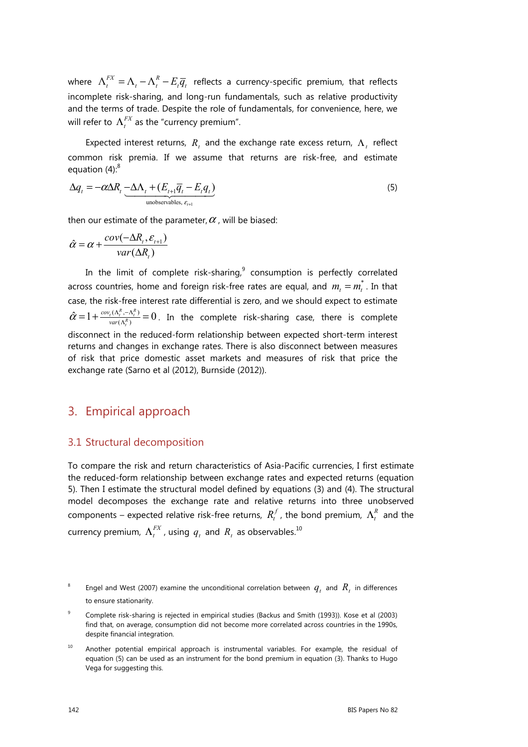where $\Lambda_t^{FX} = \Lambda_t - \Lambda_t^R - E_t\overline{q}_t$ reflects a currency-specific premium, that reflects incomplete risk-sharing, and long-run fundamentals, such as relative productivity and the terms of trade. Despite the role of fundamentals, for convenience, here, we will refer to $\Lambda_t^{FX}$ as the "currency premium".

Expected interest returns, $R_t$ and the exchange rate excess return, $\Lambda_t$ reflect common risk premia. If we assume that returns are risk-free, and estimate equation (4):[8]

$$\Delta q_t = -\alpha \Delta R_t \underbrace{- \Delta\Lambda_t + (E_{t+1}\overline{q}_t - E_t q_t)}_{\text{unobservables, } \varepsilon_{t+1}} \tag{5}$$

then our estimate of the parameter, $\alpha$, will be biased:

$$\hat{\alpha} = \alpha + \frac{cov(-\Delta R_t, \varepsilon_{t+1})}{var(\Delta R_t)}$$

In the limit of complete risk-sharing,[9] consumption is perfectly correlated across countries, home and foreign risk-free rates are equal, and $m_t = m_t^*$. In that case, the risk-free interest rate differential is zero, and we should expect to estimate $\hat{\alpha} = 1 + \frac{cov_t(\Lambda_t^R, -\Lambda_t^R)}{var(\Lambda_t^R)} = 0$. In the complete risk-sharing case, there is complete disconnect in the reduced-form relationship between expected short-term interest returns and changes in exchange rates. There is also disconnect between measures of risk that price domestic asset markets and measures of risk that price the exchange rate (Sarno et al (2012), Burnside (2012)).

## 3. Empirical approach

### 3.1 Structural decomposition

To compare the risk and return characteristics of Asia-Pacific currencies, I first estimate the reduced-form relationship between exchange rates and expected returns (equation 5). Then I estimate the structural model defined by equations (3) and (4). The structural model decomposes the exchange rate and relative returns into three unobserved components – expected relative risk-free returns, $R_t^f$, the bond premium, $\Lambda_t^R$ and the currency premium, $\Lambda_t^{FX}$, using $q_t$ and $R_t$ as observables.[10]

[8] Engel and West (2007) examine the unconditional correlation between $q_t$ and $R_t$ in differences to ensure stationarity.

[9] Complete risk-sharing is rejected in empirical studies (Backus and Smith (1993)). Kose et al (2003) find that, on average, consumption did not become more correlated across countries in the 1990s, despite financial integration.

[10] Another potential empirical approach is instrumental variables. For example, the residual of equation (5) can be used as an instrument for the bond premium in equation (3). Thanks to Hugo Vega for suggesting this.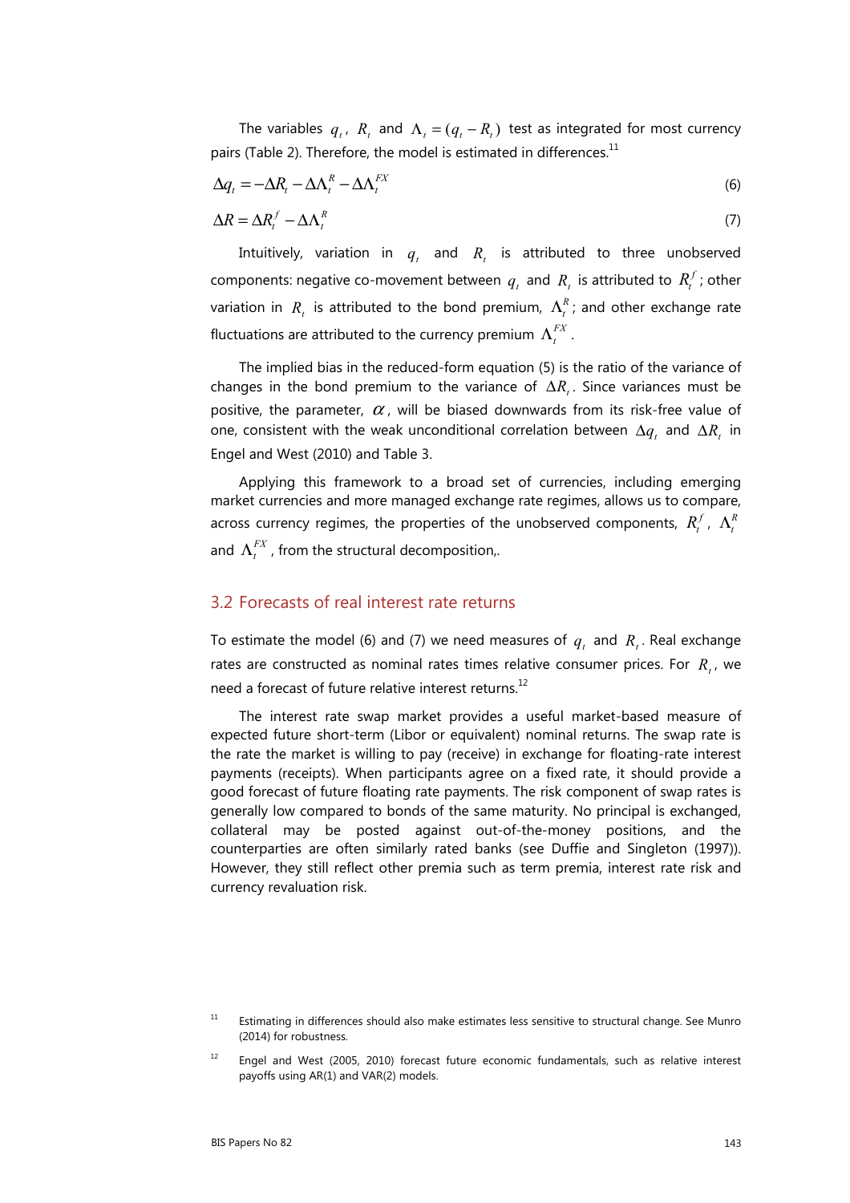The variables $q_t$, $R_t$ and $\Lambda_t = (q_t - R_t)$ test as integrated for most currency pairs (Table 2). Therefore, the model is estimated in differences.[11]

$$\Delta q_t = -\Delta R_t - \Delta\Lambda_t^R - \Delta\Lambda_t^{FX} \tag{6}$$

$$\Delta R = \Delta R_t^f - \Delta\Lambda_t^R \tag{7}$$

Intuitively, variation in $q_t$ and $R_t$ is attributed to three unobserved components: negative co-movement between $q_t$ and $R_t$ is attributed to $R_t^f$; other variation in $R_t$ is attributed to the bond premium, $\Lambda_t^R$; and other exchange rate fluctuations are attributed to the currency premium $\Lambda_t^{FX}$.

The implied bias in the reduced-form equation (5) is the ratio of the variance of changes in the bond premium to the variance of $\Delta R_t$. Since variances must be positive, the parameter, $\alpha$, will be biased downwards from its risk-free value of one, consistent with the weak unconditional correlation between $\Delta q_t$ and $\Delta R_t$ in Engel and West (2010) and Table 3.

Applying this framework to a broad set of currencies, including emerging market currencies and more managed exchange rate regimes, allows us to compare, across currency regimes, the properties of the unobserved components, $R_t^f$, $\Lambda_t^R$ and $\Lambda_t^{FX}$, from the structural decomposition,.

## 3.2 Forecasts of real interest rate returns

To estimate the model (6) and (7) we need measures of $q_t$ and $R_t$. Real exchange rates are constructed as nominal rates times relative consumer prices. For $R_t$, we need a forecast of future relative interest returns.[12]

The interest rate swap market provides a useful market-based measure of expected future short-term (Libor or equivalent) nominal returns. The swap rate is the rate the market is willing to pay (receive) in exchange for floating-rate interest payments (receipts). When participants agree on a fixed rate, it should provide a good forecast of future floating rate payments. The risk component of swap rates is generally low compared to bonds of the same maturity. No principal is exchanged, collateral may be posted against out-of-the-money positions, and the counterparties are often similarly rated banks (see Duffie and Singleton (1997)). However, they still reflect other premia such as term premia, interest rate risk and currency revaluation risk.

[11] Estimating in differences should also make estimates less sensitive to structural change. See Munro (2014) for robustness.

[12] Engel and West (2005, 2010) forecast future economic fundamentals, such as relative interest payoffs using AR(1) and VAR(2) models.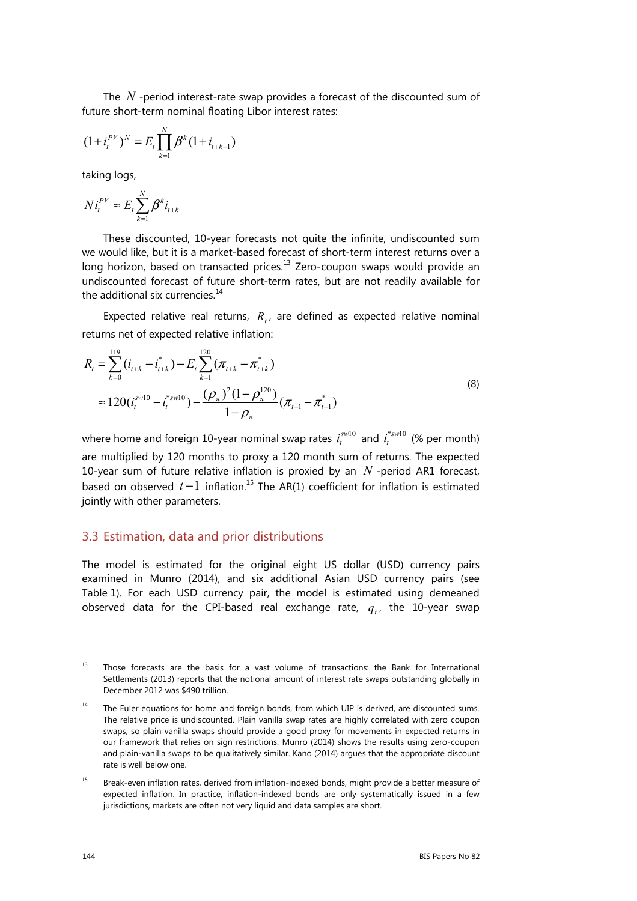The $N$-period interest-rate swap provides a forecast of the discounted sum of future short-term nominal floating Libor interest rates:

$$(1+i_t^{PV})^N = E_t \prod_{k=1}^{N} \beta^k (1+i_{t+k-1})$$

taking logs,

$$N i_t^{PV} \approx E_t \sum_{k=1}^{N} \beta^k i_{t+k}$$

These discounted, 10-year forecasts not quite the infinite, undiscounted sum we would like, but it is a market-based forecast of short-term interest returns over a long horizon, based on transacted prices.[13] Zero-coupon swaps would provide an undiscounted forecast of future short-term rates, but are not readily available for the additional six currencies.[14]

Expected relative real returns, $R_t$, are defined as expected relative nominal returns net of expected relative inflation:

$$\begin{aligned} R_t &= \sum_{k=0}^{119} (i_{t+k} - i_{t+k}^*) - E_t \sum_{k=1}^{120} (\pi_{t+k} - \pi_{t+k}^*) \\ &\approx 120(i_t^{sw10} - i_t^{*sw10}) - \frac{(\rho_\pi)^2 (1-\rho_\pi^{120})}{1-\rho_\pi} (\pi_{t-1} - \pi_{t-1}^*) \end{aligned} \tag{8}$$

where home and foreign 10-year nominal swap rates $i_t^{sw10}$ and $i_t^{*sw10}$ (% per month) are multiplied by 120 months to proxy a 120 month sum of returns. The expected 10-year sum of future relative inflation is proxied by an $N$-period AR1 forecast, based on observed $t-1$ inflation.[15] The AR(1) coefficient for inflation is estimated jointly with other parameters.

## 3.3 Estimation, data and prior distributions

The model is estimated for the original eight US dollar (USD) currency pairs examined in Munro (2014), and six additional Asian USD currency pairs (see Table 1). For each USD currency pair, the model is estimated using demeaned observed data for the CPI-based real exchange rate, $q_t$, the 10-year swap

[13] Those forecasts are the basis for a vast volume of transactions: the Bank for International Settlements (2013) reports that the notional amount of interest rate swaps outstanding globally in December 2012 was $490 trillion.

[14] The Euler equations for home and foreign bonds, from which UIP is derived, are discounted sums. The relative price is undiscounted. Plain vanilla swap rates are highly correlated with zero coupon swaps, so plain vanilla swaps should provide a good proxy for movements in expected returns in our framework that relies on sign restrictions. Munro (2014) shows the results using zero-coupon and plain-vanilla swaps to be qualitatively similar. Kano (2014) argues that the appropriate discount rate is well below one.

[15] Break-even inflation rates, derived from inflation-indexed bonds, might provide a better measure of expected inflation. In practice, inflation-indexed bonds are only systematically issued in a few jurisdictions, markets are often not very liquid and data samples are short.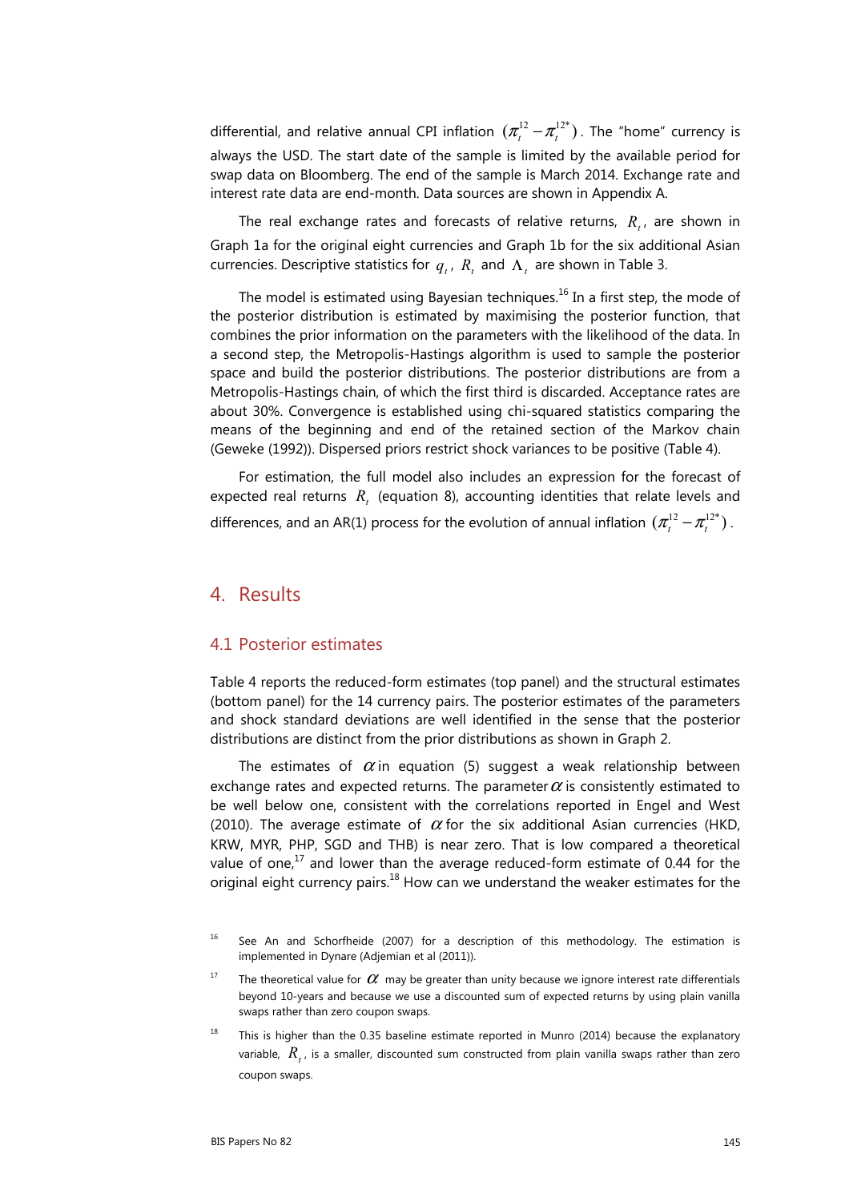differential, and relative annual CPI inflation $(\pi_t^{12} - \pi_t^{12*})$. The "home" currency is always the USD. The start date of the sample is limited by the available period for swap data on Bloomberg. The end of the sample is March 2014. Exchange rate and interest rate data are end-month. Data sources are shown in Appendix A.

The real exchange rates and forecasts of relative returns, $R_t$, are shown in Graph 1a for the original eight currencies and Graph 1b for the six additional Asian currencies. Descriptive statistics for $q_t$, $R_t$ and $\Lambda_t$ are shown in Table 3.

The model is estimated using Bayesian techniques.[16] In a first step, the mode of the posterior distribution is estimated by maximising the posterior function, that combines the prior information on the parameters with the likelihood of the data. In a second step, the Metropolis-Hastings algorithm is used to sample the posterior space and build the posterior distributions. The posterior distributions are from a Metropolis-Hastings chain, of which the first third is discarded. Acceptance rates are about 30%. Convergence is established using chi-squared statistics comparing the means of the beginning and end of the retained section of the Markov chain (Geweke (1992)). Dispersed priors restrict shock variances to be positive (Table 4).

For estimation, the full model also includes an expression for the forecast of expected real returns $R_t$ (equation 8), accounting identities that relate levels and differences, and an AR(1) process for the evolution of annual inflation $(\pi_t^{12} - \pi_t^{12*})$.

## 4. Results

### 4.1 Posterior estimates

Table 4 reports the reduced-form estimates (top panel) and the structural estimates (bottom panel) for the 14 currency pairs. The posterior estimates of the parameters and shock standard deviations are well identified in the sense that the posterior distributions are distinct from the prior distributions as shown in Graph 2.

The estimates of $\alpha$ in equation (5) suggest a weak relationship between exchange rates and expected returns. The parameter $\alpha$ is consistently estimated to be well below one, consistent with the correlations reported in Engel and West (2010). The average estimate of $\alpha$ for the six additional Asian currencies (HKD, KRW, MYR, PHP, SGD and THB) is near zero. That is low compared a theoretical value of one,[17] and lower than the average reduced-form estimate of 0.44 for the original eight currency pairs.[18] How can we understand the weaker estimates for the

[16] See An and Schorfheide (2007) for a description of this methodology. The estimation is implemented in Dynare (Adjemian et al (2011)).

[17] The theoretical value for $\alpha$ may be greater than unity because we ignore interest rate differentials beyond 10-years and because we use a discounted sum of expected returns by using plain vanilla swaps rather than zero coupon swaps.

[18] This is higher than the 0.35 baseline estimate reported in Munro (2014) because the explanatory variable, $R_t$, is a smaller, discounted sum constructed from plain vanilla swaps rather than zero coupon swaps.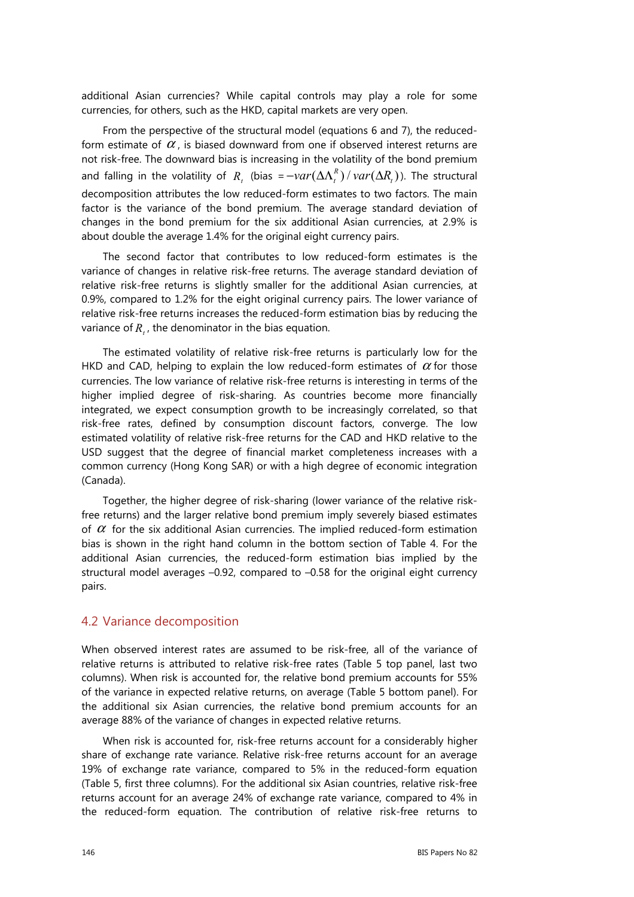additional Asian currencies? While capital controls may play a role for some currencies, for others, such as the HKD, capital markets are very open.

From the perspective of the structural model (equations 6 and 7), the reduced-form estimate of $\alpha$, is biased downward from one if observed interest returns are not risk-free. The downward bias is increasing in the volatility of the bond premium and falling in the volatility of $R_t$ (bias $= -var(\Delta\Lambda_t^R)/var(\Delta R_t)$). The structural decomposition attributes the low reduced-form estimates to two factors. The main factor is the variance of the bond premium. The average standard deviation of changes in the bond premium for the six additional Asian currencies, at 2.9% is about double the average 1.4% for the original eight currency pairs.

The second factor that contributes to low reduced-form estimates is the variance of changes in relative risk-free returns. The average standard deviation of relative risk-free returns is slightly smaller for the additional Asian currencies, at 0.9%, compared to 1.2% for the eight original currency pairs. The lower variance of relative risk-free returns increases the reduced-form estimation bias by reducing the variance of $R_t$, the denominator in the bias equation.

The estimated volatility of relative risk-free returns is particularly low for the HKD and CAD, helping to explain the low reduced-form estimates of $\alpha$ for those currencies. The low variance of relative risk-free returns is interesting in terms of the higher implied degree of risk-sharing. As countries become more financially integrated, we expect consumption growth to be increasingly correlated, so that risk-free rates, defined by consumption discount factors, converge. The low estimated volatility of relative risk-free returns for the CAD and HKD relative to the USD suggest that the degree of financial market completeness increases with a common currency (Hong Kong SAR) or with a high degree of economic integration (Canada).

Together, the higher degree of risk-sharing (lower variance of the relative risk-free returns) and the larger relative bond premium imply severely biased estimates of $\alpha$ for the six additional Asian currencies. The implied reduced-form estimation bias is shown in the right hand column in the bottom section of Table 4. For the additional Asian currencies, the reduced-form estimation bias implied by the structural model averages –0.92, compared to –0.58 for the original eight currency pairs.

## 4.2 Variance decomposition

When observed interest rates are assumed to be risk-free, all of the variance of relative returns is attributed to relative risk-free rates (Table 5 top panel, last two columns). When risk is accounted for, the relative bond premium accounts for 55% of the variance in expected relative returns, on average (Table 5 bottom panel). For the additional six Asian currencies, the relative bond premium accounts for an average 88% of the variance of changes in expected relative returns.

When risk is accounted for, risk-free returns account for a considerably higher share of exchange rate variance. Relative risk-free returns account for an average 19% of exchange rate variance, compared to 5% in the reduced-form equation (Table 5, first three columns). For the additional six Asian countries, relative risk-free returns account for an average 24% of exchange rate variance, compared to 4% in the reduced-form equation. The contribution of relative risk-free returns to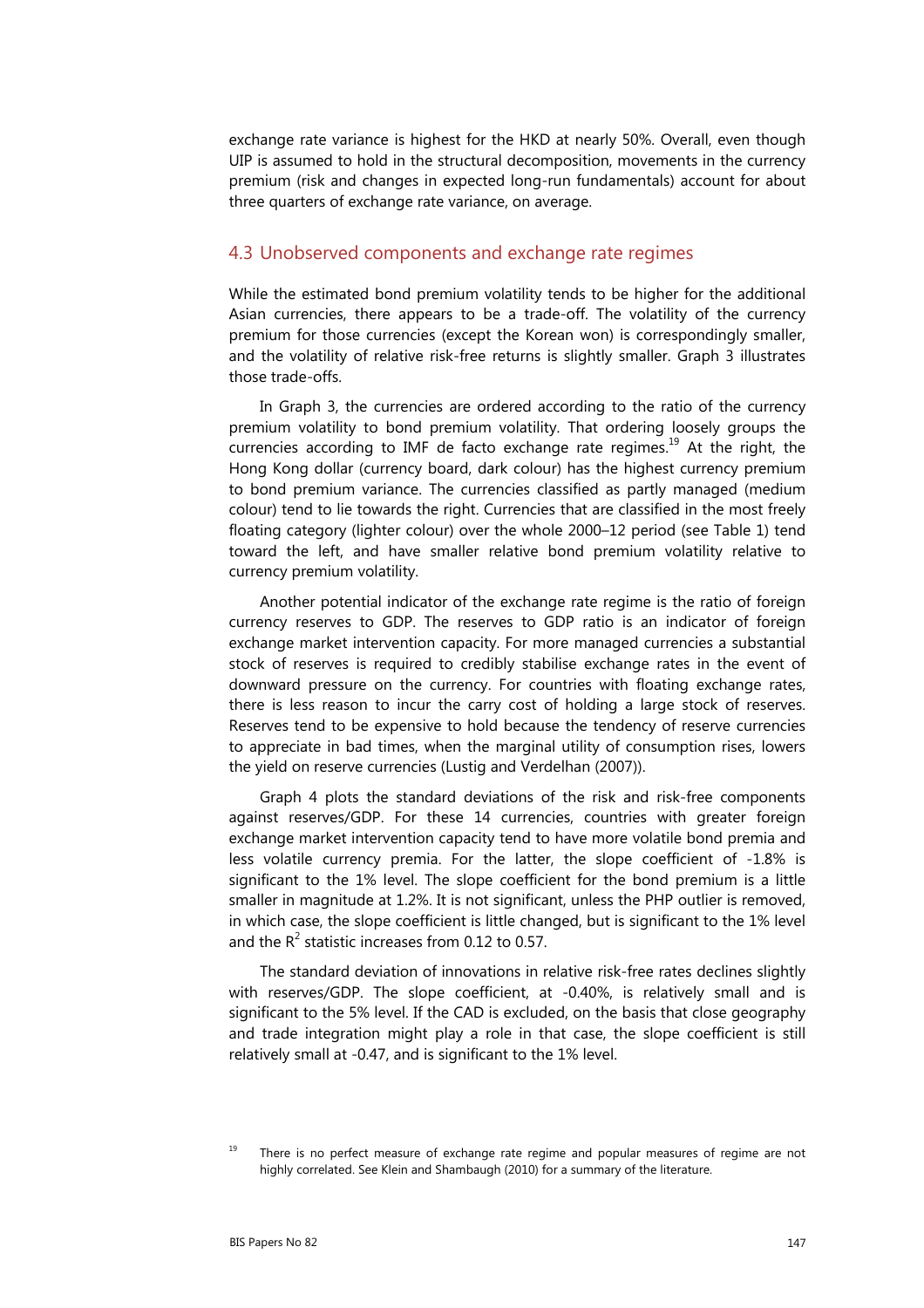exchange rate variance is highest for the HKD at nearly 50%. Overall, even though UIP is assumed to hold in the structural decomposition, movements in the currency premium (risk and changes in expected long-run fundamentals) account for about three quarters of exchange rate variance, on average.

## 4.3 Unobserved components and exchange rate regimes

While the estimated bond premium volatility tends to be higher for the additional Asian currencies, there appears to be a trade-off. The volatility of the currency premium for those currencies (except the Korean won) is correspondingly smaller, and the volatility of relative risk-free returns is slightly smaller. Graph 3 illustrates those trade-offs.

In Graph 3, the currencies are ordered according to the ratio of the currency premium volatility to bond premium volatility. That ordering loosely groups the currencies according to IMF de facto exchange rate regimes.[19] At the right, the Hong Kong dollar (currency board, dark colour) has the highest currency premium to bond premium variance. The currencies classified as partly managed (medium colour) tend to lie towards the right. Currencies that are classified in the most freely floating category (lighter colour) over the whole 2000–12 period (see Table 1) tend toward the left, and have smaller relative bond premium volatility relative to currency premium volatility.

Another potential indicator of the exchange rate regime is the ratio of foreign currency reserves to GDP. The reserves to GDP ratio is an indicator of foreign exchange market intervention capacity. For more managed currencies a substantial stock of reserves is required to credibly stabilise exchange rates in the event of downward pressure on the currency. For countries with floating exchange rates, there is less reason to incur the carry cost of holding a large stock of reserves. Reserves tend to be expensive to hold because the tendency of reserve currencies to appreciate in bad times, when the marginal utility of consumption rises, lowers the yield on reserve currencies (Lustig and Verdelhan (2007)).

Graph 4 plots the standard deviations of the risk and risk-free components against reserves/GDP. For these 14 currencies, countries with greater foreign exchange market intervention capacity tend to have more volatile bond premia and less volatile currency premia. For the latter, the slope coefficient of -1.8% is significant to the 1% level. The slope coefficient for the bond premium is a little smaller in magnitude at 1.2%. It is not significant, unless the PHP outlier is removed, in which case, the slope coefficient is little changed, but is significant to the 1% level and the $R^2$ statistic increases from 0.12 to 0.57.

The standard deviation of innovations in relative risk-free rates declines slightly with reserves/GDP. The slope coefficient, at -0.40%, is relatively small and is significant to the 5% level. If the CAD is excluded, on the basis that close geography and trade integration might play a role in that case, the slope coefficient is still relatively small at -0.47, and is significant to the 1% level.

[19] There is no perfect measure of exchange rate regime and popular measures of regime are not highly correlated. See Klein and Shambaugh (2010) for a summary of the literature.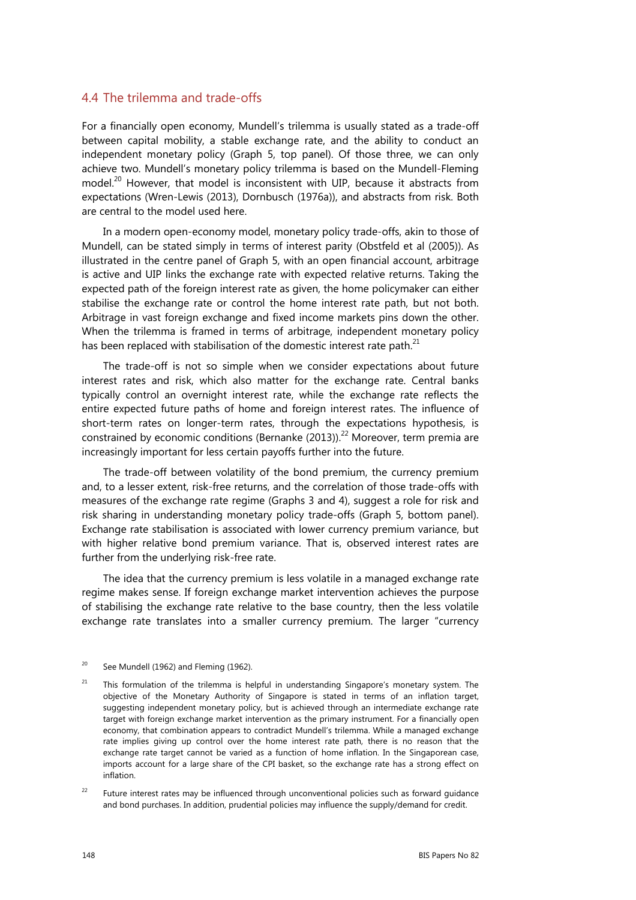## 4.4 The trilemma and trade-offs

For a financially open economy, Mundell's trilemma is usually stated as a trade-off between capital mobility, a stable exchange rate, and the ability to conduct an independent monetary policy (Graph 5, top panel). Of those three, we can only achieve two. Mundell's monetary policy trilemma is based on the Mundell-Fleming model.[20] However, that model is inconsistent with UIP, because it abstracts from expectations (Wren-Lewis (2013), Dornbusch (1976a)), and abstracts from risk. Both are central to the model used here.

In a modern open-economy model, monetary policy trade-offs, akin to those of Mundell, can be stated simply in terms of interest parity (Obstfeld et al (2005)). As illustrated in the centre panel of Graph 5, with an open financial account, arbitrage is active and UIP links the exchange rate with expected relative returns. Taking the expected path of the foreign interest rate as given, the home policymaker can either stabilise the exchange rate or control the home interest rate path, but not both. Arbitrage in vast foreign exchange and fixed income markets pins down the other. When the trilemma is framed in terms of arbitrage, independent monetary policy has been replaced with stabilisation of the domestic interest rate path.[21]

The trade-off is not so simple when we consider expectations about future interest rates and risk, which also matter for the exchange rate. Central banks typically control an overnight interest rate, while the exchange rate reflects the entire expected future paths of home and foreign interest rates. The influence of short-term rates on longer-term rates, through the expectations hypothesis, is constrained by economic conditions (Bernanke (2013)).[22] Moreover, term premia are increasingly important for less certain payoffs further into the future.

The trade-off between volatility of the bond premium, the currency premium and, to a lesser extent, risk-free returns, and the correlation of those trade-offs with measures of the exchange rate regime (Graphs 3 and 4), suggest a role for risk and risk sharing in understanding monetary policy trade-offs (Graph 5, bottom panel). Exchange rate stabilisation is associated with lower currency premium variance, but with higher relative bond premium variance. That is, observed interest rates are further from the underlying risk-free rate.

The idea that the currency premium is less volatile in a managed exchange rate regime makes sense. If foreign exchange market intervention achieves the purpose of stabilising the exchange rate relative to the base country, then the less volatile exchange rate translates into a smaller currency premium. The larger "currency

---

[20] See Mundell (1962) and Fleming (1962).

[21] This formulation of the trilemma is helpful in understanding Singapore's monetary system. The objective of the Monetary Authority of Singapore is stated in terms of an inflation target, suggesting independent monetary policy, but is achieved through an intermediate exchange rate target with foreign exchange market intervention as the primary instrument. For a financially open economy, that combination appears to contradict Mundell's trilemma. While a managed exchange rate implies giving up control over the home interest rate path, there is no reason that the exchange rate target cannot be varied as a function of home inflation. In the Singaporean case, imports account for a large share of the CPI basket, so the exchange rate has a strong effect on inflation.

[22] Future interest rates may be influenced through unconventional policies such as forward guidance and bond purchases. In addition, prudential policies may influence the supply/demand for credit.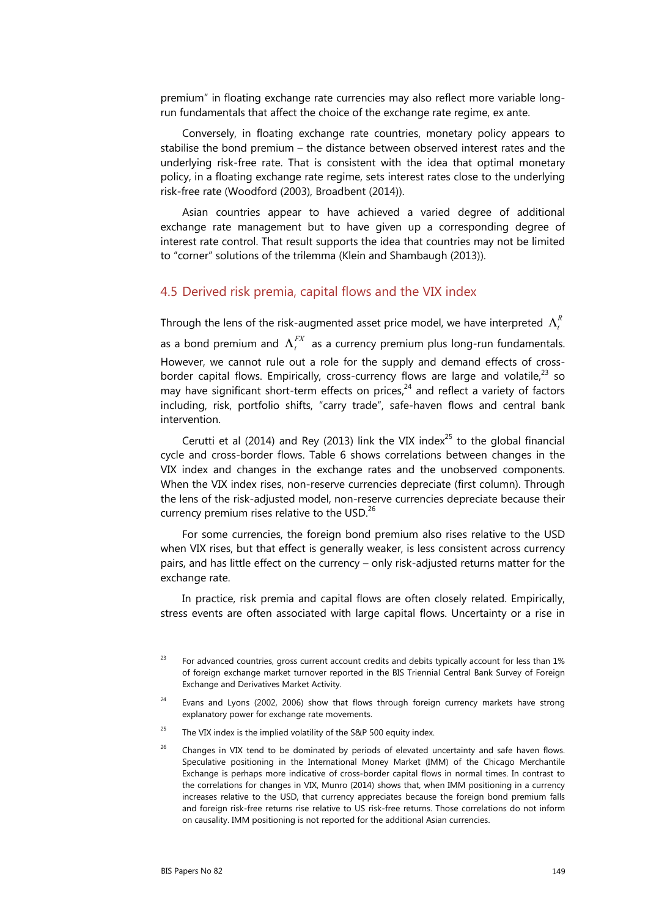premium" in floating exchange rate currencies may also reflect more variable long-run fundamentals that affect the choice of the exchange rate regime, ex ante.

Conversely, in floating exchange rate countries, monetary policy appears to stabilise the bond premium – the distance between observed interest rates and the underlying risk-free rate. That is consistent with the idea that optimal monetary policy, in a floating exchange rate regime, sets interest rates close to the underlying risk-free rate (Woodford (2003), Broadbent (2014)).

Asian countries appear to have achieved a varied degree of additional exchange rate management but to have given up a corresponding degree of interest rate control. That result supports the idea that countries may not be limited to "corner" solutions of the trilemma (Klein and Shambaugh (2013)).

## 4.5 Derived risk premia, capital flows and the VIX index

Through the lens of the risk-augmented asset price model, we have interpreted $\Lambda_t^R$ as a bond premium and $\Lambda_t^{FX}$ as a currency premium plus long-run fundamentals. However, we cannot rule out a role for the supply and demand effects of cross-border capital flows. Empirically, cross-currency flows are large and volatile,[23] so may have significant short-term effects on prices,[24] and reflect a variety of factors including, risk, portfolio shifts, "carry trade", safe-haven flows and central bank intervention.

Cerutti et al (2014) and Rey (2013) link the VIX index[25] to the global financial cycle and cross-border flows. Table 6 shows correlations between changes in the VIX index and changes in the exchange rates and the unobserved components. When the VIX index rises, non-reserve currencies depreciate (first column). Through the lens of the risk-adjusted model, non-reserve currencies depreciate because their currency premium rises relative to the USD.[26]

For some currencies, the foreign bond premium also rises relative to the USD when VIX rises, but that effect is generally weaker, is less consistent across currency pairs, and has little effect on the currency – only risk-adjusted returns matter for the exchange rate.

In practice, risk premia and capital flows are often closely related. Empirically, stress events are often associated with large capital flows. Uncertainty or a rise in

[23] For advanced countries, gross current account credits and debits typically account for less than 1% of foreign exchange market turnover reported in the BIS Triennial Central Bank Survey of Foreign Exchange and Derivatives Market Activity.

[24] Evans and Lyons (2002, 2006) show that flows through foreign currency markets have strong explanatory power for exchange rate movements.

[25] The VIX index is the implied volatility of the S&P 500 equity index.

[26] Changes in VIX tend to be dominated by periods of elevated uncertainty and safe haven flows. Speculative positioning in the International Money Market (IMM) of the Chicago Merchantile Exchange is perhaps more indicative of cross-border capital flows in normal times. In contrast to the correlations for changes in VIX, Munro (2014) shows that, when IMM positioning in a currency increases relative to the USD, that currency appreciates because the foreign bond premium falls and foreign risk-free returns rise relative to US risk-free returns. Those correlations do not inform on causality. IMM positioning is not reported for the additional Asian currencies.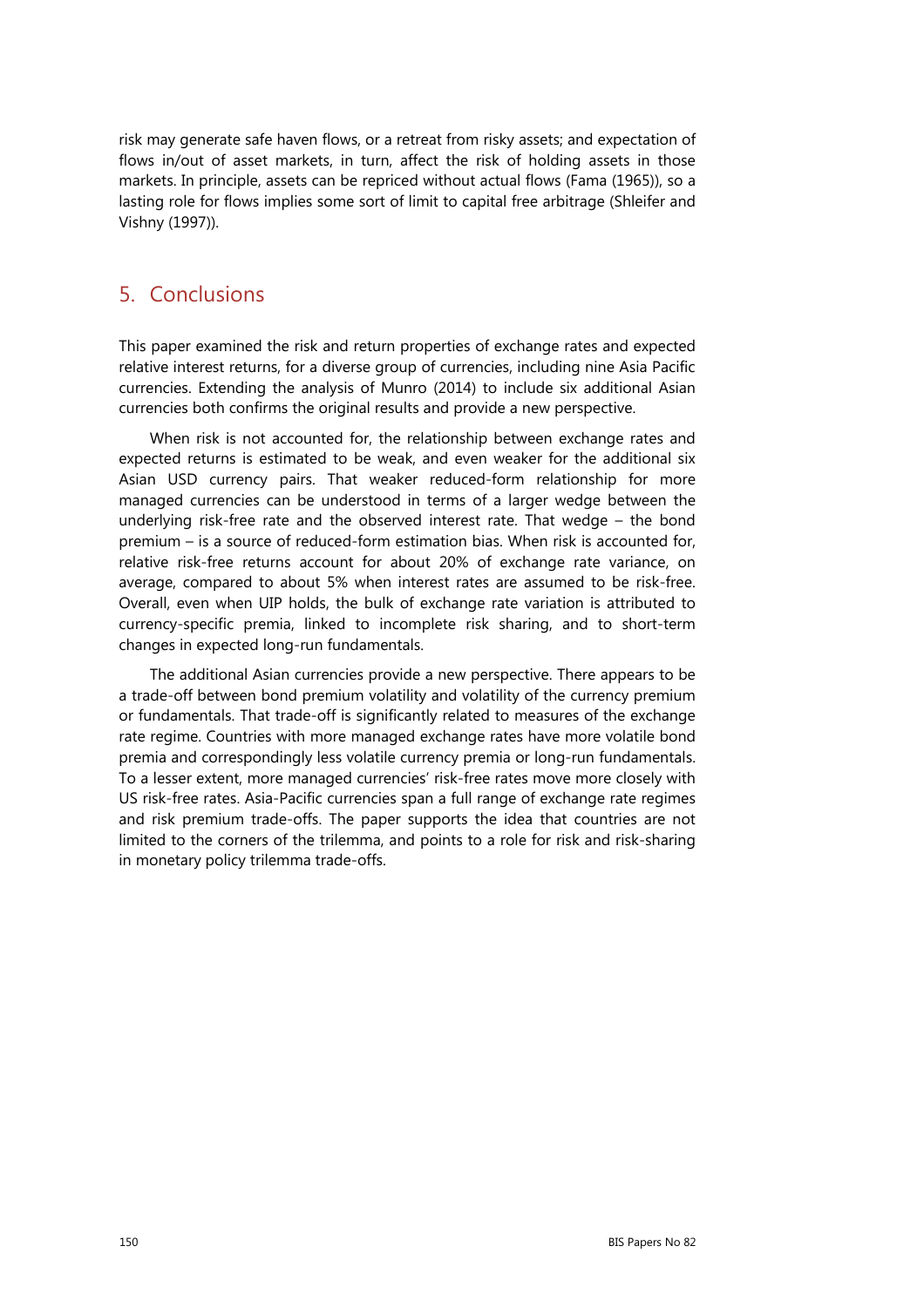risk may generate safe haven flows, or a retreat from risky assets; and expectation of flows in/out of asset markets, in turn, affect the risk of holding assets in those markets. In principle, assets can be repriced without actual flows (Fama (1965)), so a lasting role for flows implies some sort of limit to capital free arbitrage (Shleifer and Vishny (1997)).

## 5. Conclusions

This paper examined the risk and return properties of exchange rates and expected relative interest returns, for a diverse group of currencies, including nine Asia Pacific currencies. Extending the analysis of Munro (2014) to include six additional Asian currencies both confirms the original results and provide a new perspective.

When risk is not accounted for, the relationship between exchange rates and expected returns is estimated to be weak, and even weaker for the additional six Asian USD currency pairs. That weaker reduced-form relationship for more managed currencies can be understood in terms of a larger wedge between the underlying risk-free rate and the observed interest rate. That wedge – the bond premium – is a source of reduced-form estimation bias. When risk is accounted for, relative risk-free returns account for about 20% of exchange rate variance, on average, compared to about 5% when interest rates are assumed to be risk-free. Overall, even when UIP holds, the bulk of exchange rate variation is attributed to currency-specific premia, linked to incomplete risk sharing, and to short-term changes in expected long-run fundamentals.

The additional Asian currencies provide a new perspective. There appears to be a trade-off between bond premium volatility and volatility of the currency premium or fundamentals. That trade-off is significantly related to measures of the exchange rate regime. Countries with more managed exchange rates have more volatile bond premia and correspondingly less volatile currency premia or long-run fundamentals. To a lesser extent, more managed currencies' risk-free rates move more closely with US risk-free rates. Asia-Pacific currencies span a full range of exchange rate regimes and risk premium trade-offs. The paper supports the idea that countries are not limited to the corners of the trilemma, and points to a role for risk and risk-sharing in monetary policy trilemma trade-offs.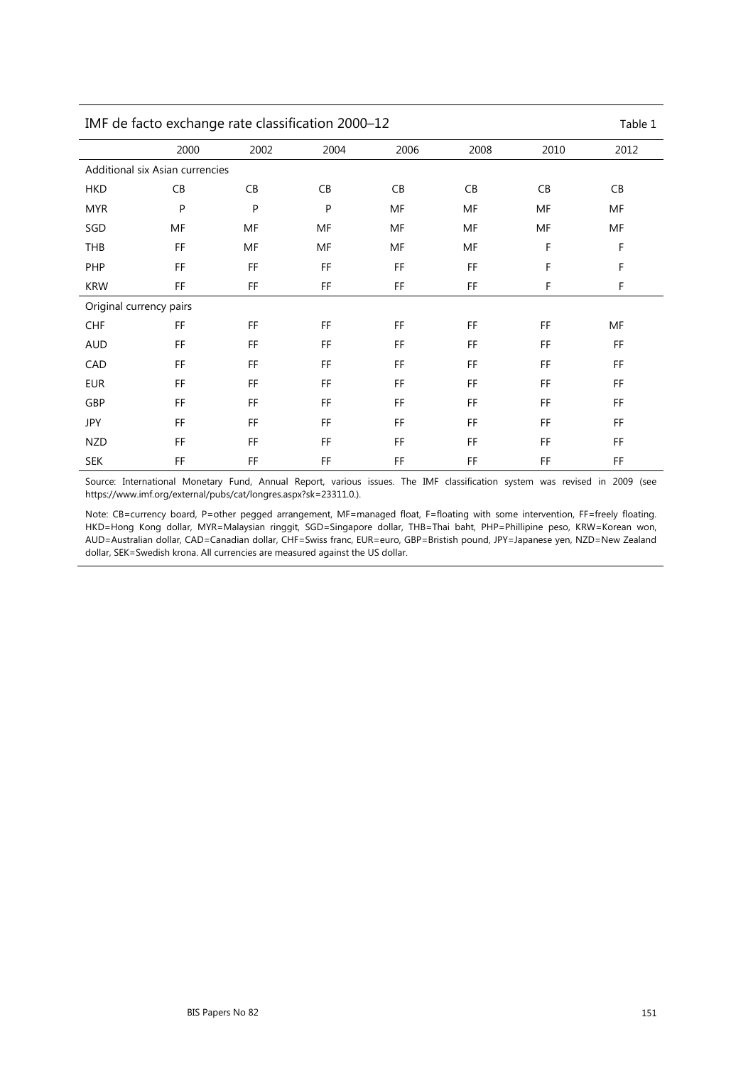IMF de facto exchange rate classification 2000–12

Table 1

| | 2000 | 2002 | 2004 | 2006 | 2008 | 2010 | 2012 |
|---|---|---|---|---|---|---|---|
| Additional six Asian currencies | | | | | | | |
| HKD | CB | CB | CB | CB | CB | CB | CB |
| MYR | P | P | P | MF | MF | MF | MF |
| SGD | MF | MF | MF | MF | MF | MF | MF |
| THB | FF | MF | MF | MF | MF | F | F |
| PHP | FF | FF | FF | FF | FF | F | F |
| KRW | FF | FF | FF | FF | FF | F | F |
| Original currency pairs | | | | | | | |
| CHF | FF | FF | FF | FF | FF | FF | MF |
| AUD | FF | FF | FF | FF | FF | FF | FF |
| CAD | FF | FF | FF | FF | FF | FF | FF |
| EUR | FF | FF | FF | FF | FF | FF | FF |
| GBP | FF | FF | FF | FF | FF | FF | FF |
| JPY | FF | FF | FF | FF | FF | FF | FF |
| NZD | FF | FF | FF | FF | FF | FF | FF |
| SEK | FF | FF | FF | FF | FF | FF | FF |

Source: International Monetary Fund, Annual Report, various issues. The IMF classification system was revised in 2009 (see https://www.imf.org/external/pubs/cat/longres.aspx?sk=23311.0.).

Note: CB=currency board, P=other pegged arrangement, MF=managed float, F=floating with some intervention, FF=freely floating. HKD=Hong Kong dollar, MYR=Malaysian ringgit, SGD=Singapore dollar, THB=Thai baht, PHP=Phillipine peso, KRW=Korean won, AUD=Australian dollar, CAD=Canadian dollar, CHF=Swiss franc, EUR=euro, GBP=Bristish pound, JPY=Japanese yen, NZD=New Zealand dollar, SEK=Swedish krona. All currencies are measured against the US dollar.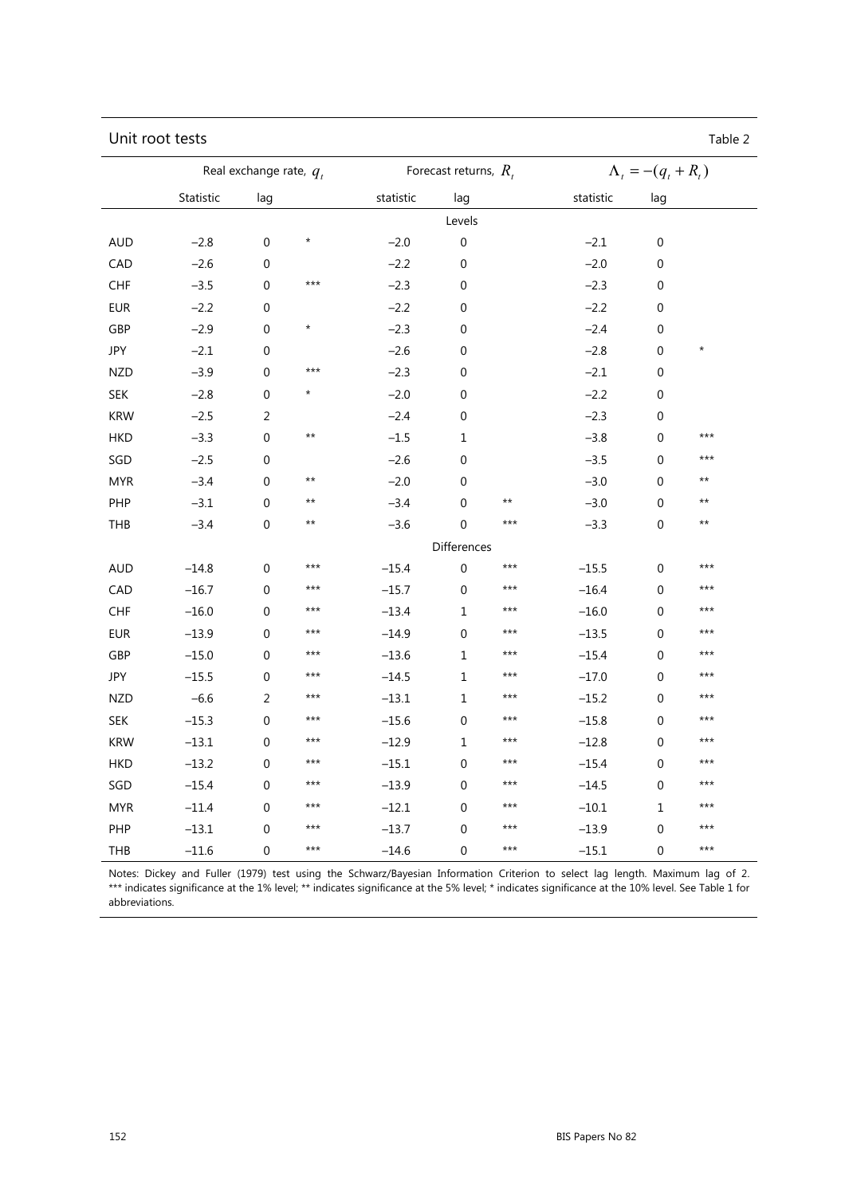Unit root tests

Table 2

| | Real exchange rate, $q_t$ | | | Forecast returns, $R_t$ | | | $\Lambda_t = -(q_t + R_t)$ | | |
|---|---|---|---|---|---|---|---|---|---|
| | Statistic | lag | | statistic | lag | | statistic | lag | |
| | | | | | Levels | | | | |
| AUD | −2.8 | 0 | * | −2.0 | 0 | | −2.1 | 0 | |
| CAD | −2.6 | 0 | | −2.2 | 0 | | −2.0 | 0 | |
| CHF | −3.5 | 0 | *** | −2.3 | 0 | | −2.3 | 0 | |
| EUR | −2.2 | 0 | | −2.2 | 0 | | −2.2 | 0 | |
| GBP | −2.9 | 0 | * | −2.3 | 0 | | −2.4 | 0 | |
| JPY | −2.1 | 0 | | −2.6 | 0 | | −2.8 | 0 | * |
| NZD | −3.9 | 0 | *** | −2.3 | 0 | | −2.1 | 0 | |
| SEK | −2.8 | 0 | * | −2.0 | 0 | | −2.2 | 0 | |
| KRW | −2.5 | 2 | | −2.4 | 0 | | −2.3 | 0 | |
| HKD | −3.3 | 0 | ** | −1.5 | 1 | | −3.8 | 0 | *** |
| SGD | −2.5 | 0 | | −2.6 | 0 | | −3.5 | 0 | *** |
| MYR | −3.4 | 0 | ** | −2.0 | 0 | | −3.0 | 0 | ** |
| PHP | −3.1 | 0 | ** | −3.4 | 0 | ** | −3.0 | 0 | ** |
| THB | −3.4 | 0 | ** | −3.6 | 0 | *** | −3.3 | 0 | ** |
| | | | | | Differences | | | | |
| AUD | −14.8 | 0 | *** | −15.4 | 0 | *** | −15.5 | 0 | *** |
| CAD | −16.7 | 0 | *** | −15.7 | 0 | *** | −16.4 | 0 | *** |
| CHF | −16.0 | 0 | *** | −13.4 | 1 | *** | −16.0 | 0 | *** |
| EUR | −13.9 | 0 | *** | −14.9 | 0 | *** | −13.5 | 0 | *** |
| GBP | −15.0 | 0 | *** | −13.6 | 1 | *** | −15.4 | 0 | *** |
| JPY | −15.5 | 0 | *** | −14.5 | 1 | *** | −17.0 | 0 | *** |
| NZD | −6.6 | 2 | *** | −13.1 | 1 | *** | −15.2 | 0 | *** |
| SEK | −15.3 | 0 | *** | −15.6 | 0 | *** | −15.8 | 0 | *** |
| KRW | −13.1 | 0 | *** | −12.9 | 1 | *** | −12.8 | 0 | *** |
| HKD | −13.2 | 0 | *** | −15.1 | 0 | *** | −15.4 | 0 | *** |
| SGD | −15.4 | 0 | *** | −13.9 | 0 | *** | −14.5 | 0 | *** |
| MYR | −11.4 | 0 | *** | −12.1 | 0 | *** | −10.1 | 1 | *** |
| PHP | −13.1 | 0 | *** | −13.7 | 0 | *** | −13.9 | 0 | *** |
| THB | −11.6 | 0 | *** | −14.6 | 0 | *** | −15.1 | 0 | *** |

Notes: Dickey and Fuller (1979) test using the Schwarz/Bayesian Information Criterion to select lag length. Maximum lag of 2. *** indicates significance at the 1% level; ** indicates significance at the 5% level; * indicates significance at the 10% level. See Table 1 for abbreviations.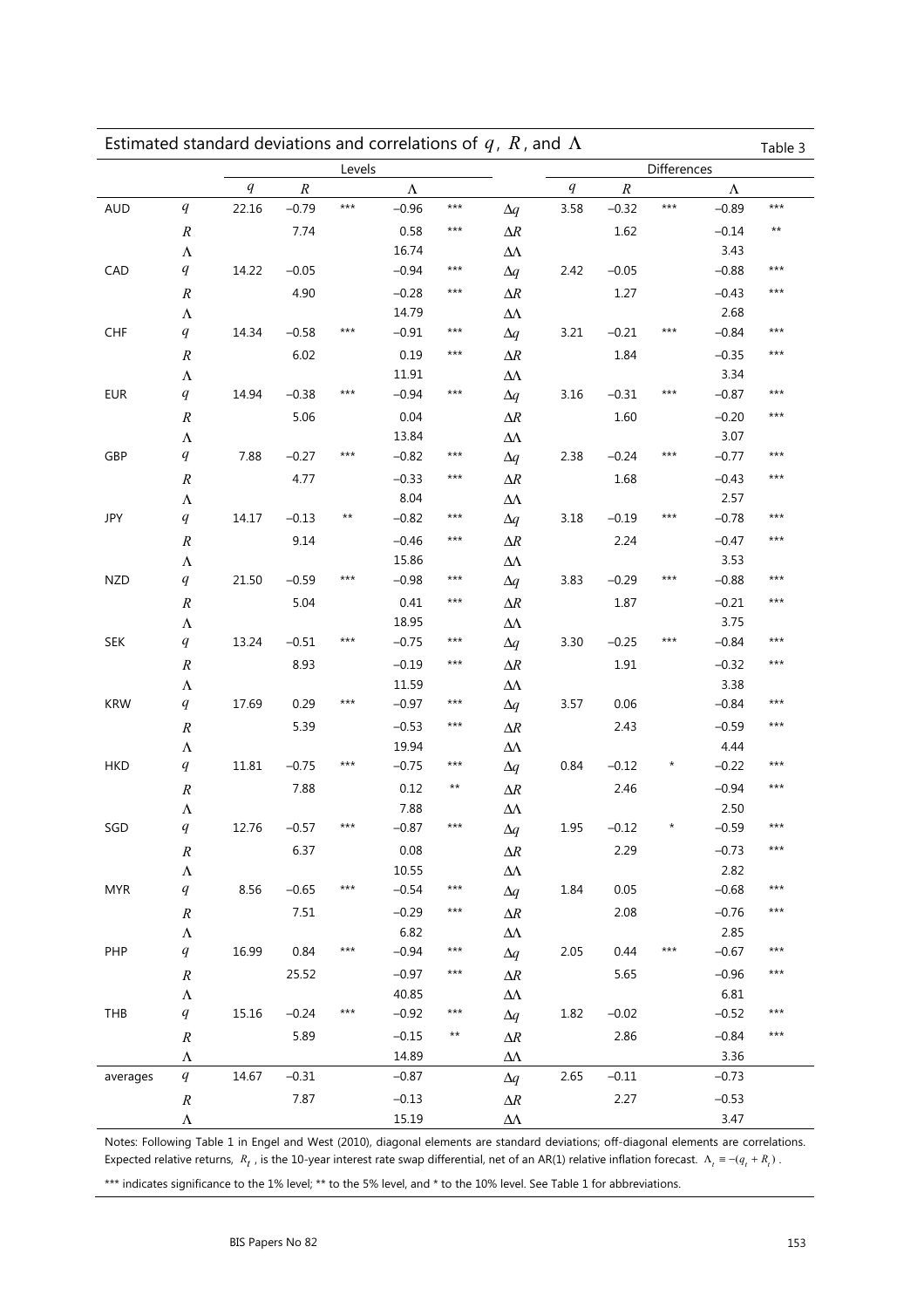## Estimated standard deviations and correlations of $q$, $R$, and $\Lambda$

Table 3

| | | Levels | | | | | | Differences | | | | |
|---|---|---|---|---|---|---|---|---|---|---|---|---|
| | | $q$ | $R$ | | $\Lambda$ | | | $q$ | $R$ | | $\Lambda$ | |
| AUD | $q$ | 22.16 | −0.79 | *** | −0.96 | *** | $\Delta q$ | 3.58 | −0.32 | *** | −0.89 | *** |
| | $R$ | | 7.74 | | 0.58 | *** | $\Delta R$ | | 1.62 | | −0.14 | ** |
| | $\Lambda$ | | | | 16.74 | | $\Delta\Lambda$ | | | | 3.43 | |
| CAD | $q$ | 14.22 | −0.05 | | −0.94 | *** | $\Delta q$ | 2.42 | −0.05 | | −0.88 | *** |
| | $R$ | | 4.90 | | −0.28 | *** | $\Delta R$ | | 1.27 | | −0.43 | *** |
| | $\Lambda$ | | | | 14.79 | | $\Delta\Lambda$ | | | | 2.68 | |
| CHF | $q$ | 14.34 | −0.58 | *** | −0.91 | *** | $\Delta q$ | 3.21 | −0.21 | *** | −0.84 | *** |
| | $R$ | | 6.02 | | 0.19 | *** | $\Delta R$ | | 1.84 | | −0.35 | *** |
| | $\Lambda$ | | | | 11.91 | | $\Delta\Lambda$ | | | | 3.34 | |
| EUR | $q$ | 14.94 | −0.38 | *** | −0.94 | *** | $\Delta q$ | 3.16 | −0.31 | *** | −0.87 | *** |
| | $R$ | | 5.06 | | 0.04 | | $\Delta R$ | | 1.60 | | −0.20 | *** |
| | $\Lambda$ | | | | 13.84 | | $\Delta\Lambda$ | | | | 3.07 | |
| GBP | $q$ | 7.88 | −0.27 | *** | −0.82 | *** | $\Delta q$ | 2.38 | −0.24 | *** | −0.77 | *** |
| | $R$ | | 4.77 | | −0.33 | *** | $\Delta R$ | | 1.68 | | −0.43 | *** |
| | $\Lambda$ | | | | 8.04 | | $\Delta\Lambda$ | | | | 2.57 | |
| JPY | $q$ | 14.17 | −0.13 | ** | −0.82 | *** | $\Delta q$ | 3.18 | −0.19 | *** | −0.78 | *** |
| | $R$ | | 9.14 | | −0.46 | *** | $\Delta R$ | | 2.24 | | −0.47 | *** |
| | $\Lambda$ | | | | 15.86 | | $\Delta\Lambda$ | | | | 3.53 | |
| NZD | $q$ | 21.50 | −0.59 | *** | −0.98 | *** | $\Delta q$ | 3.83 | −0.29 | *** | −0.88 | *** |
| | $R$ | | 5.04 | | 0.41 | *** | $\Delta R$ | | 1.87 | | −0.21 | *** |
| | $\Lambda$ | | | | 18.95 | | $\Delta\Lambda$ | | | | 3.75 | |
| SEK | $q$ | 13.24 | −0.51 | *** | −0.75 | *** | $\Delta q$ | 3.30 | −0.25 | *** | −0.84 | *** |
| | $R$ | | 8.93 | | −0.19 | *** | $\Delta R$ | | 1.91 | | −0.32 | *** |
| | $\Lambda$ | | | | 11.59 | | $\Delta\Lambda$ | | | | 3.38 | |
| KRW | $q$ | 17.69 | 0.29 | *** | −0.97 | *** | $\Delta q$ | 3.57 | 0.06 | | −0.84 | *** |
| | $R$ | | 5.39 | | −0.53 | *** | $\Delta R$ | | 2.43 | | −0.59 | *** |
| | $\Lambda$ | | | | 19.94 | | $\Delta\Lambda$ | | | | 4.44 | |
| HKD | $q$ | 11.81 | −0.75 | *** | −0.75 | *** | $\Delta q$ | 0.84 | −0.12 | * | −0.22 | *** |
| | $R$ | | 7.88 | | 0.12 | ** | $\Delta R$ | | 2.46 | | −0.94 | *** |
| | $\Lambda$ | | | | 7.88 | | $\Delta\Lambda$ | | | | 2.50 | |
| SGD | $q$ | 12.76 | −0.57 | *** | −0.87 | *** | $\Delta q$ | 1.95 | −0.12 | * | −0.59 | *** |
| | $R$ | | 6.37 | | 0.08 | | $\Delta R$ | | 2.29 | | −0.73 | *** |
| | $\Lambda$ | | | | 10.55 | | $\Delta\Lambda$ | | | | 2.82 | |
| MYR | $q$ | 8.56 | −0.65 | *** | −0.54 | *** | $\Delta q$ | 1.84 | 0.05 | | −0.68 | *** |
| | $R$ | | 7.51 | | −0.29 | *** | $\Delta R$ | | 2.08 | | −0.76 | *** |
| | $\Lambda$ | | | | 6.82 | | $\Delta\Lambda$ | | | | 2.85 | |
| PHP | $q$ | 16.99 | 0.84 | *** | −0.94 | *** | $\Delta q$ | 2.05 | 0.44 | *** | −0.67 | *** |
| | $R$ | | 25.52 | | −0.97 | *** | $\Delta R$ | | 5.65 | | −0.96 | *** |
| | $\Lambda$ | | | | 40.85 | | $\Delta\Lambda$ | | | | 6.81 | |
| THB | $q$ | 15.16 | −0.24 | *** | −0.92 | *** | $\Delta q$ | 1.82 | −0.02 | | −0.52 | *** |
| | $R$ | | 5.89 | | −0.15 | ** | $\Delta R$ | | 2.86 | | −0.84 | *** |
| | $\Lambda$ | | | | 14.89 | | $\Delta\Lambda$ | | | | 3.36 | |
| averages | $q$ | 14.67 | −0.31 | | −0.87 | | $\Delta q$ | 2.65 | −0.11 | | −0.73 | |
| | $R$ | | 7.87 | | −0.13 | | $\Delta R$ | | 2.27 | | −0.53 | |
| | $\Lambda$ | | | | 15.19 | | $\Delta\Lambda$ | | | | 3.47 | |

Notes: Following Table 1 in Engel and West (2010), diagonal elements are standard deviations; off-diagonal elements are correlations. Expected relative returns, $R_t$, is the 10-year interest rate swap differential, net of an AR(1) relative inflation forecast. $\Lambda_t \equiv -(q_t + R_t)$.

*** indicates significance to the 1% level; ** to the 5% level, and * to the 10% level. See Table 1 for abbreviations.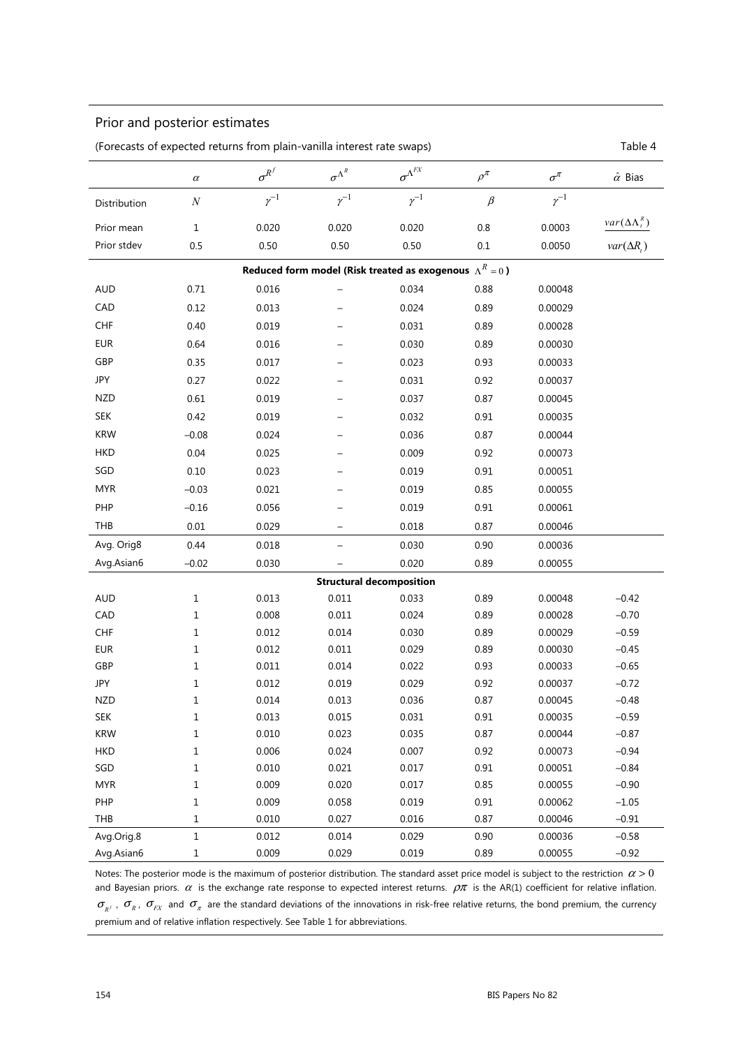Prior and posterior estimates

(Forecasts of expected returns from plain-vanilla interest rate swaps) Table 4

| | $\alpha$ | $\sigma^{R^f}$ | $\sigma^{\Lambda^R}$ | $\sigma^{\Lambda^{FX}}$ | $\rho^{\pi}$ | $\sigma^{\pi}$ | $\hat{\alpha}$ Bias |
|---|---|---|---|---|---|---|---|
| Distribution | $N$ | $\gamma^{-1}$ | $\gamma^{-1}$ | $\gamma^{-1}$ | $\beta$ | $\gamma^{-1}$ | |
| Prior mean | 1 | 0.020 | 0.020 | 0.020 | 0.8 | 0.0003 | $\frac{var(\Delta\Lambda_t^R)}{var(\Delta R_t)}$ |
| Prior stdev | 0.5 | 0.50 | 0.50 | 0.50 | 0.1 | 0.0050 | |
| **Reduced form model (Risk treated as exogenous $\Lambda^R = 0$)** | | | | | | | |
| AUD | 0.71 | 0.016 | – | 0.034 | 0.88 | 0.00048 | |
| CAD | 0.12 | 0.013 | – | 0.024 | 0.89 | 0.00029 | |
| CHF | 0.40 | 0.019 | – | 0.031 | 0.89 | 0.00028 | |
| EUR | 0.64 | 0.016 | – | 0.030 | 0.89 | 0.00030 | |
| GBP | 0.35 | 0.017 | – | 0.023 | 0.93 | 0.00033 | |
| JPY | 0.27 | 0.022 | – | 0.031 | 0.92 | 0.00037 | |
| NZD | 0.61 | 0.019 | – | 0.037 | 0.87 | 0.00045 | |
| SEK | 0.42 | 0.019 | – | 0.032 | 0.91 | 0.00035 | |
| KRW | −0.08 | 0.024 | – | 0.036 | 0.87 | 0.00044 | |
| HKD | 0.04 | 0.025 | – | 0.009 | 0.92 | 0.00073 | |
| SGD | 0.10 | 0.023 | – | 0.019 | 0.91 | 0.00051 | |
| MYR | −0.03 | 0.021 | – | 0.019 | 0.85 | 0.00055 | |
| PHP | −0.16 | 0.056 | – | 0.019 | 0.91 | 0.00061 | |
| THB | 0.01 | 0.029 | – | 0.018 | 0.87 | 0.00046 | |
| Avg. Orig8 | 0.44 | 0.018 | – | 0.030 | 0.90 | 0.00036 | |
| Avg.Asian6 | −0.02 | 0.030 | – | 0.020 | 0.89 | 0.00055 | |
| **Structural decomposition** | | | | | | | |
| AUD | 1 | 0.013 | 0.011 | 0.033 | 0.89 | 0.00048 | −0.42 |
| CAD | 1 | 0.008 | 0.011 | 0.024 | 0.89 | 0.00028 | −0.70 |
| CHF | 1 | 0.012 | 0.014 | 0.030 | 0.89 | 0.00029 | −0.59 |
| EUR | 1 | 0.012 | 0.011 | 0.029 | 0.89 | 0.00030 | −0.45 |
| GBP | 1 | 0.011 | 0.014 | 0.022 | 0.93 | 0.00033 | −0.65 |
| JPY | 1 | 0.012 | 0.019 | 0.029 | 0.92 | 0.00037 | −0.72 |
| NZD | 1 | 0.014 | 0.013 | 0.036 | 0.87 | 0.00045 | −0.48 |
| SEK | 1 | 0.013 | 0.015 | 0.031 | 0.91 | 0.00035 | −0.59 |
| KRW | 1 | 0.010 | 0.023 | 0.035 | 0.87 | 0.00044 | −0.87 |
| HKD | 1 | 0.006 | 0.024 | 0.007 | 0.92 | 0.00073 | −0.94 |
| SGD | 1 | 0.010 | 0.021 | 0.017 | 0.91 | 0.00051 | −0.84 |
| MYR | 1 | 0.009 | 0.020 | 0.017 | 0.85 | 0.00055 | −0.90 |
| PHP | 1 | 0.009 | 0.058 | 0.019 | 0.91 | 0.00062 | −1.05 |
| THB | 1 | 0.010 | 0.027 | 0.016 | 0.87 | 0.00046 | −0.91 |
| Avg.Orig.8 | 1 | 0.012 | 0.014 | 0.029 | 0.90 | 0.00036 | −0.58 |
| Avg.Asian6 | 1 | 0.009 | 0.029 | 0.019 | 0.89 | 0.00055 | −0.92 |

Notes: The posterior mode is the maximum of posterior distribution. The standard asset price model is subject to the restriction $\alpha > 0$ and Bayesian priors. $\alpha$ is the exchange rate response to expected interest returns. $\rho\pi$ is the AR(1) coefficient for relative inflation. $\sigma_{R^f}$, $\sigma_R$, $\sigma_{FX}$ and $\sigma_\pi$ are the standard deviations of the innovations in risk-free relative returns, the bond premium, the currency premium and of relative inflation respectively. See Table 1 for abbreviations.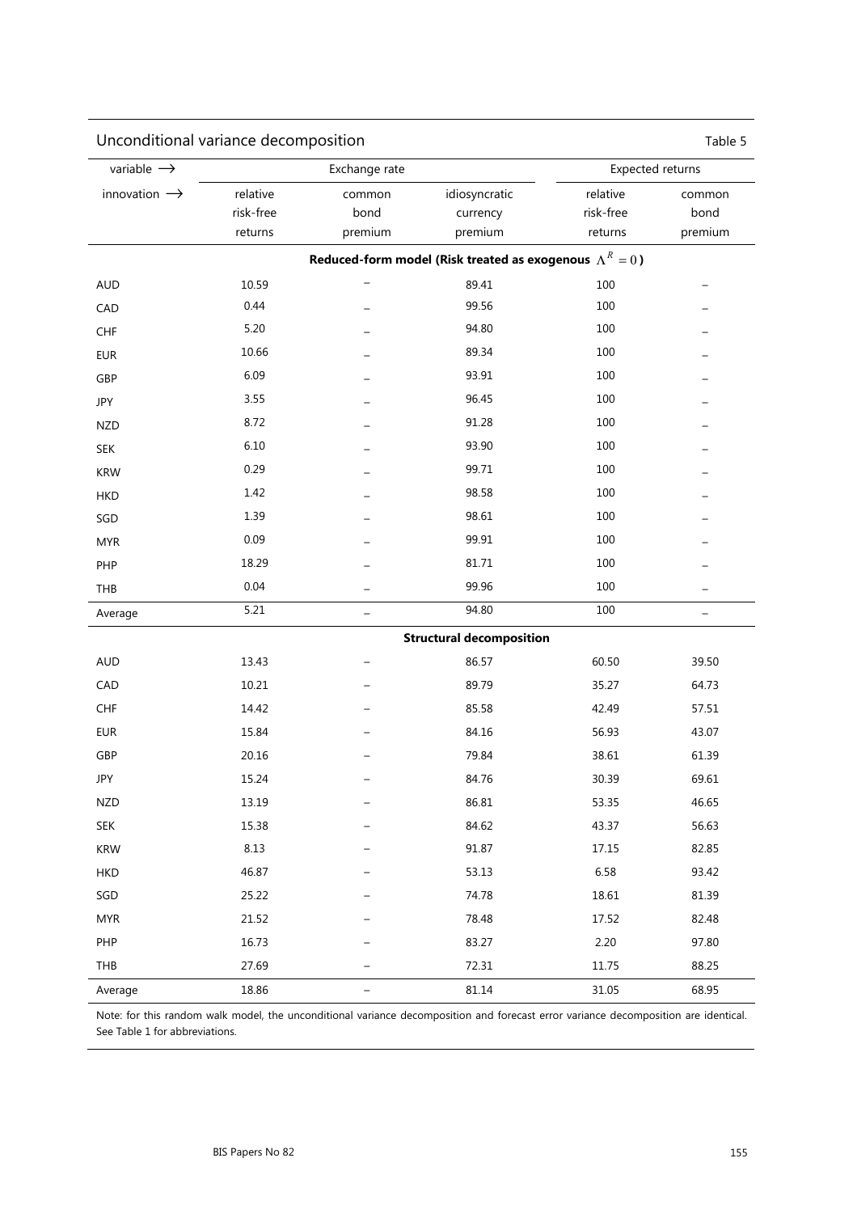## Unconditional variance decomposition

Table 5

| variable → | Exchange rate | | | Expected returns | |
|---|---|---|---|---|---|
| innovation → | relative risk-free returns | common bond premium | idiosyncratic currency premium | relative risk-free returns | common bond premium |
| | | | **Reduced-form model (Risk treated as exogenous $\Lambda^R = 0$)** | | |
| AUD | 10.59 | – | 89.41 | 100 | – |
| CAD | 0.44 | – | 99.56 | 100 | – |
| CHF | 5.20 | – | 94.80 | 100 | – |
| EUR | 10.66 | – | 89.34 | 100 | – |
| GBP | 6.09 | – | 93.91 | 100 | – |
| JPY | 3.55 | – | 96.45 | 100 | – |
| NZD | 8.72 | – | 91.28 | 100 | – |
| SEK | 6.10 | – | 93.90 | 100 | – |
| KRW | 0.29 | – | 99.71 | 100 | – |
| HKD | 1.42 | – | 98.58 | 100 | – |
| SGD | 1.39 | – | 98.61 | 100 | – |
| MYR | 0.09 | – | 99.91 | 100 | – |
| PHP | 18.29 | – | 81.71 | 100 | – |
| THB | 0.04 | – | 99.96 | 100 | – |
| Average | 5.21 | – | 94.80 | 100 | – |
| | | | **Structural decomposition** | | |
| AUD | 13.43 | – | 86.57 | 60.50 | 39.50 |
| CAD | 10.21 | – | 89.79 | 35.27 | 64.73 |
| CHF | 14.42 | – | 85.58 | 42.49 | 57.51 |
| EUR | 15.84 | – | 84.16 | 56.93 | 43.07 |
| GBP | 20.16 | – | 79.84 | 38.61 | 61.39 |
| JPY | 15.24 | – | 84.76 | 30.39 | 69.61 |
| NZD | 13.19 | – | 86.81 | 53.35 | 46.65 |
| SEK | 15.38 | – | 84.62 | 43.37 | 56.63 |
| KRW | 8.13 | – | 91.87 | 17.15 | 82.85 |
| HKD | 46.87 | – | 53.13 | 6.58 | 93.42 |
| SGD | 25.22 | – | 74.78 | 18.61 | 81.39 |
| MYR | 21.52 | – | 78.48 | 17.52 | 82.48 |
| PHP | 16.73 | – | 83.27 | 2.20 | 97.80 |
| THB | 27.69 | – | 72.31 | 11.75 | 88.25 |
| Average | 18.86 | – | 81.14 | 31.05 | 68.95 |

Note: for this random walk model, the unconditional variance decomposition and forecast error variance decomposition are identical. See Table 1 for abbreviations.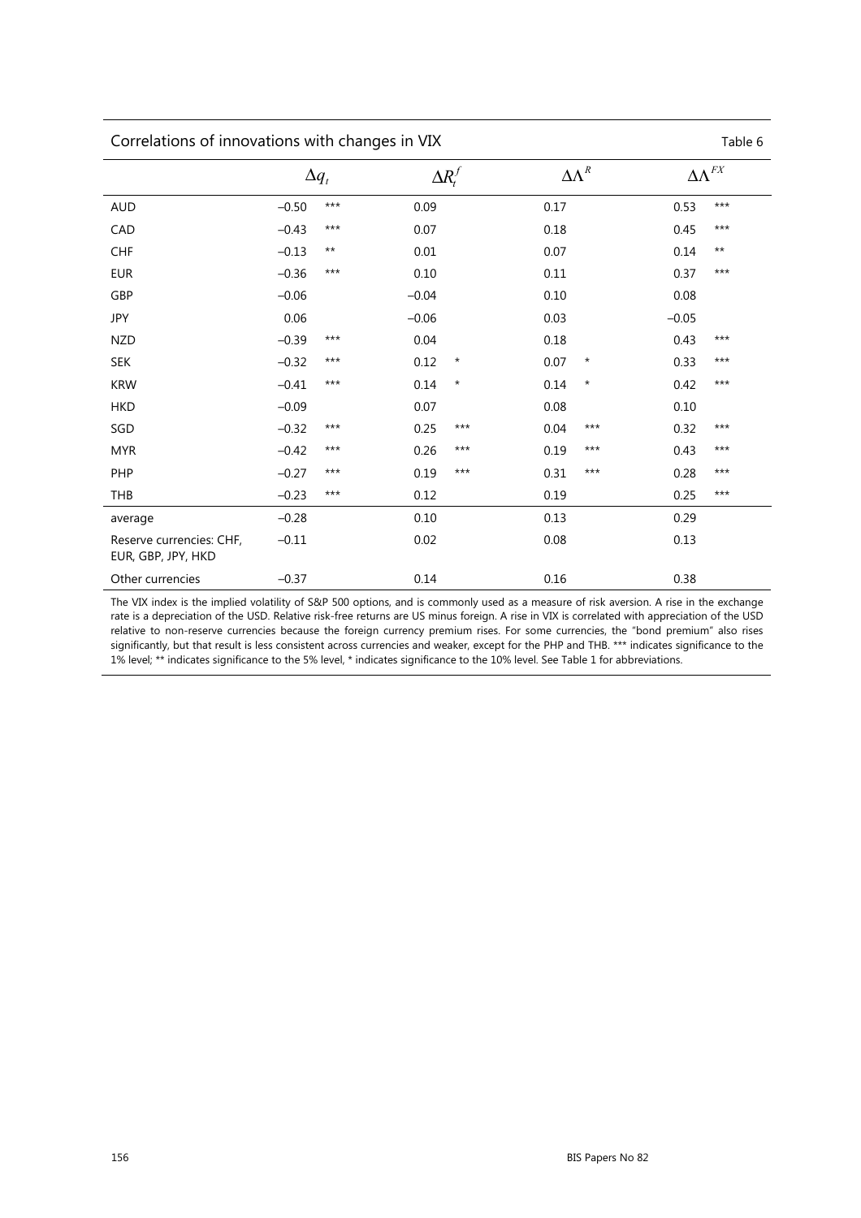Correlations of innovations with changes in VIX — Table 6

| | $\Delta q_t$ | | $\Delta R_t^f$ | | $\Delta\Lambda^R$ | | $\Delta\Lambda^{FX}$ | |
|---|---|---|---|---|---|---|---|---|
| AUD | –0.50 | *** | 0.09 | | 0.17 | | 0.53 | *** |
| CAD | –0.43 | *** | 0.07 | | 0.18 | | 0.45 | *** |
| CHF | –0.13 | ** | 0.01 | | 0.07 | | 0.14 | ** |
| EUR | –0.36 | *** | 0.10 | | 0.11 | | 0.37 | *** |
| GBP | –0.06 | | –0.04 | | 0.10 | | 0.08 | |
| JPY | 0.06 | | –0.06 | | 0.03 | | –0.05 | |
| NZD | –0.39 | *** | 0.04 | | 0.18 | | 0.43 | *** |
| SEK | –0.32 | *** | 0.12 | * | 0.07 | * | 0.33 | *** |
| KRW | –0.41 | *** | 0.14 | * | 0.14 | * | 0.42 | *** |
| HKD | –0.09 | | 0.07 | | 0.08 | | 0.10 | |
| SGD | –0.32 | *** | 0.25 | *** | 0.04 | *** | 0.32 | *** |
| MYR | –0.42 | *** | 0.26 | *** | 0.19 | *** | 0.43 | *** |
| PHP | –0.27 | *** | 0.19 | *** | 0.31 | *** | 0.28 | *** |
| THB | –0.23 | *** | 0.12 | | 0.19 | | 0.25 | *** |
| average | –0.28 | | 0.10 | | 0.13 | | 0.29 | |
| Reserve currencies: CHF, EUR, GBP, JPY, HKD | –0.11 | | 0.02 | | 0.08 | | 0.13 | |
| Other currencies | –0.37 | | 0.14 | | 0.16 | | 0.38 | |

The VIX index is the implied volatility of S&P 500 options, and is commonly used as a measure of risk aversion. A rise in the exchange rate is a depreciation of the USD. Relative risk-free returns are US minus foreign. A rise in VIX is correlated with appreciation of the USD relative to non-reserve currencies because the foreign currency premium rises. For some currencies, the "bond premium" also rises significantly, but that result is less consistent across currencies and weaker, except for the PHP and THB. *** indicates significance to the 1% level; ** indicates significance to the 5% level, * indicates significance to the 10% level. See Table 1 for abbreviations.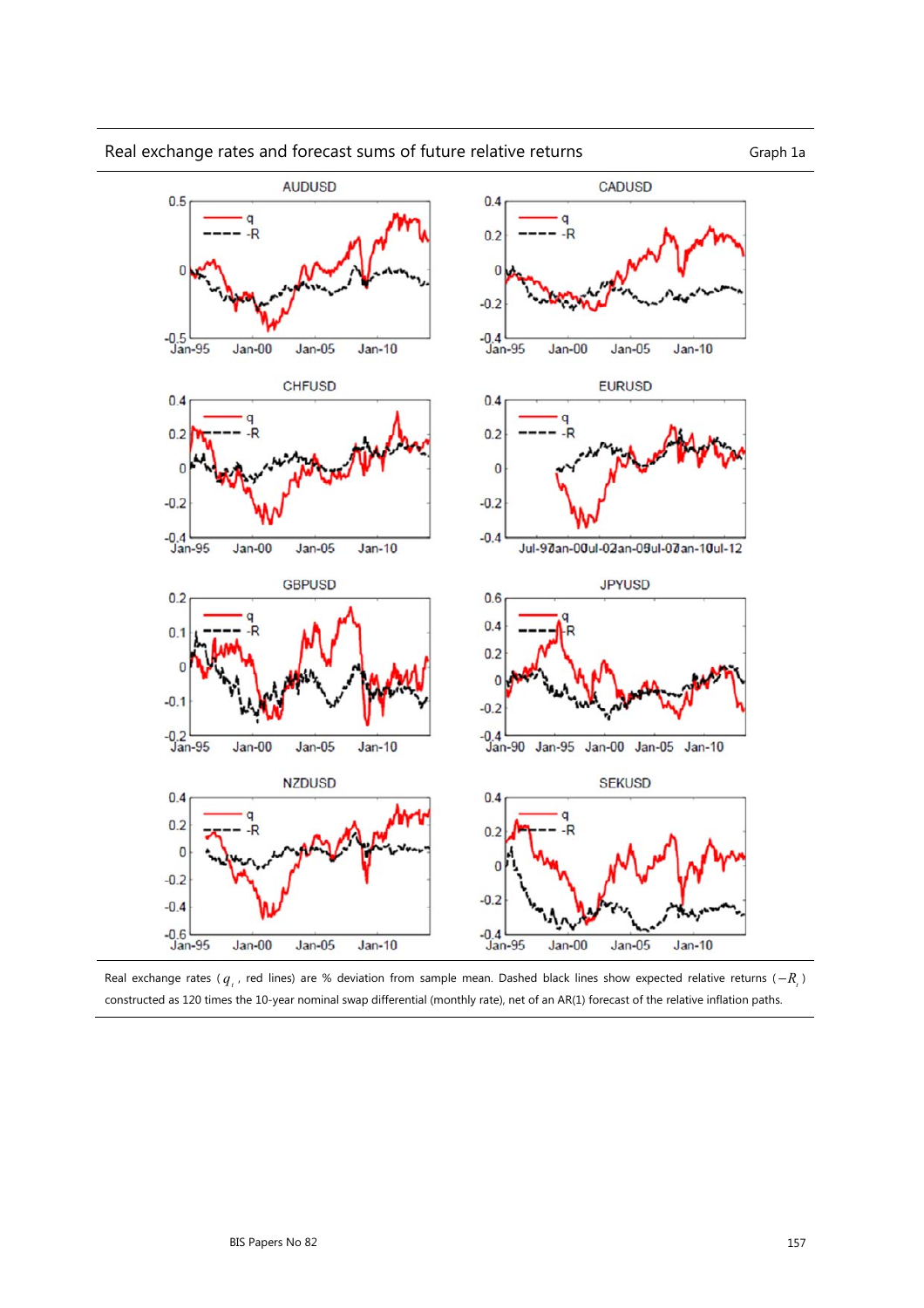Real exchange rates and forecast sums of future relative returns

Graph 1a

AUDUSD
0.5
0
-0.5
Jan-95 Jan-00 Jan-05 Jan-10
q
-R

CADUSD
0.4
0.2
0
-0.2
-0.4
Jan-95 Jan-00 Jan-05 Jan-10
q
-R

CHFUSD
0.4
0.2
0
-0.2
-0.4
Jan-95 Jan-00 Jan-05 Jan-10
q
-R

EURUSD
0.4
0.2
0
-0.2
-0.4
Jul-97 Jan-00 Jul-02 Jan-05 Jul-07 Jan-10 Jul-12
q
-R

GBPUSD
0.2
0.1
0
-0.1
-0.2
Jan-95 Jan-00 Jan-05 Jan-10
q
-R

JPYUSD
0.6
0.4
0.2
0
-0.2
-0.4
Jan-90 Jan-95 Jan-00 Jan-05 Jan-10
q
-R

NZDUSD
0.4
0.2
0
-0.2
-0.4
-0.6
Jan-95 Jan-00 Jan-05 Jan-10
q
-R

SEKUSD
0.4
0.2
0
-0.2
-0.4
Jan-95 Jan-00 Jan-05 Jan-10
q
-R

Real exchange rates ($q_t$, red lines) are % deviation from sample mean. Dashed black lines show expected relative returns ($-R_t$) constructed as 120 times the 10-year nominal swap differential (monthly rate), net of an AR(1) forecast of the relative inflation paths.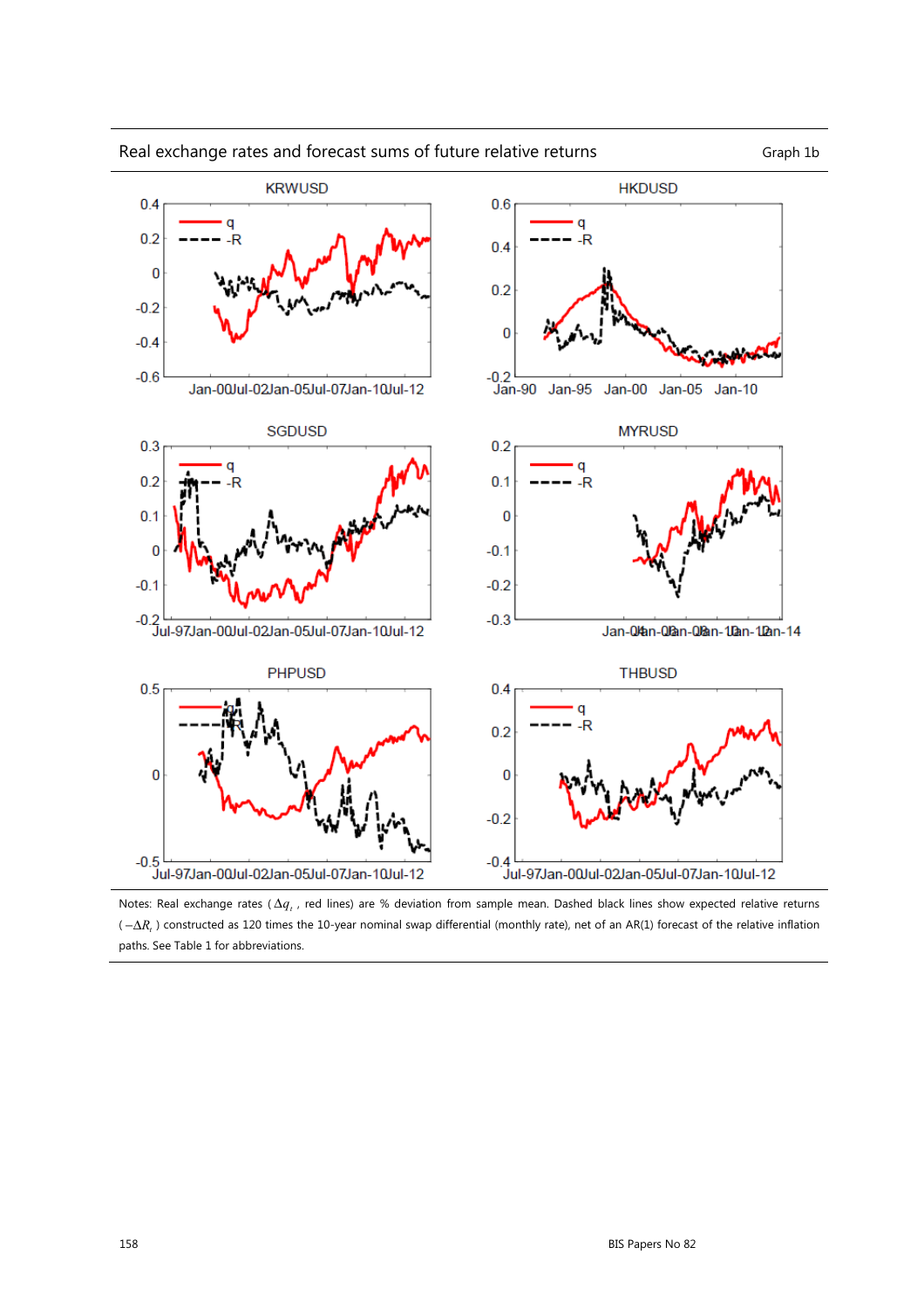Real exchange rates and forecast sums of future relative returns

Graph 1b

KRWUSD

0.4
0.2
0
-0.2
-0.4
-0.6

q
-R

Jan-00 Jul-02 Jan-05 Jul-07 Jan-10 Jul-12

HKDUSD

0.6
0.4
0.2
0
-0.2

q
-R

Jan-90 Jan-95 Jan-00 Jan-05 Jan-10

SGDUSD

0.3
0.2
0.1
0
-0.1
-0.2

q
-R

Jul-97 Jan-00 Jul-02 Jan-05 Jul-07 Jan-10 Jul-12

MYRUSD

0.2
0.1
0
-0.1
-0.2
-0.3

q
-R

Jan-04 Jan-06 Jan-08 Jan-10 Jan-12 Jan-14

PHPUSD

0.5
0
-0.5

q
-R

Jul-97 Jan-00 Jul-02 Jan-05 Jul-07 Jan-10 Jul-12

THBUSD

0.4
0.2
0
-0.2
-0.4

q
-R

Jul-97 Jan-00 Jul-02 Jan-05 Jul-07 Jan-10 Jul-12

Notes: Real exchange rates ($\Delta q_t$, red lines) are % deviation from sample mean. Dashed black lines show expected relative returns ($-\Delta R_t$) constructed as 120 times the 10-year nominal swap differential (monthly rate), net of an AR(1) forecast of the relative inflation paths. See Table 1 for abbreviations.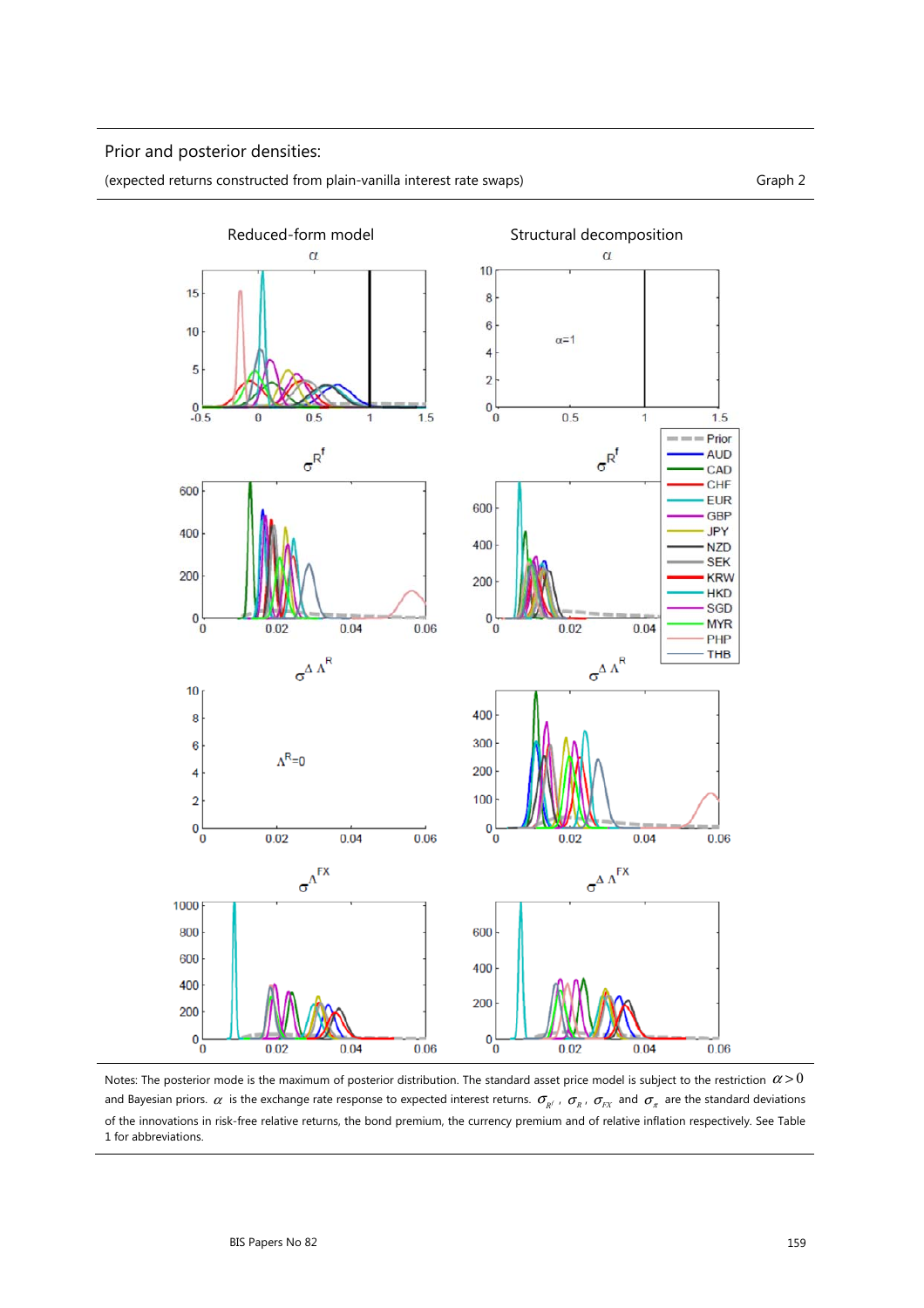Prior and posterior densities:

(expected returns constructed from plain-vanilla interest rate swaps)

Graph 2

Reduced-form model

Structural decomposition

$\alpha$

$\alpha$

15
10
5
0
-0.5
0
0.5
1
1.5

10
8
6
4
2
0
0
0.5
1
1.5

α=1

$\sigma^{R^f}$

$\sigma^{R^f}$

600
400
200
0
0
0.02
0.04
0.06

600
400
200
0
0
0.02
0.04

Prior
AUD
CAD
CHF
EUR
GBP
JPY
NZD
SEK
KRW
HKD
SGD
MYR
PHP
THB

$\sigma^{\Delta\Lambda^R}$

$\sigma^{\Delta\Lambda^R}$

10
8
6
4
2
0
0
0.02
0.04
0.06

$\Lambda^R=0$

400
300
200
100
0
0
0.02
0.04
0.06

$\sigma^{\Lambda^{FX}}$

$\sigma^{\Delta\Lambda^{FX}}$

1000
800
600
400
200
0
0
0.02
0.04
0.06

600
400
200
0
0
0.02
0.04
0.06

Notes: The posterior mode is the maximum of posterior distribution. The standard asset price model is subject to the restriction $\alpha > 0$ and Bayesian priors. $\alpha$ is the exchange rate response to expected interest returns. $\sigma_{R^f}$, $\sigma_R$, $\sigma_{FX}$ and $\sigma_\pi$ are the standard deviations of the innovations in risk-free relative returns, the bond premium, the currency premium and of relative inflation respectively. See Table 1 for abbreviations.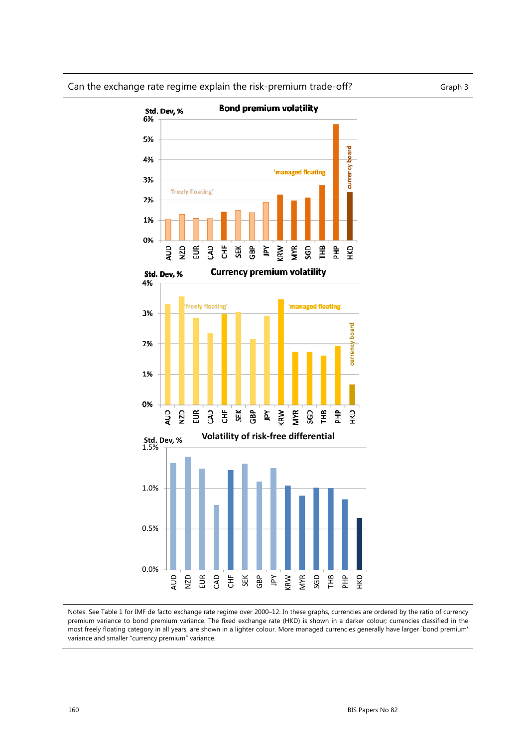Can the exchange rate regime explain the risk-premium trade-off?

Graph 3

Bond premium volatility

Std. Dev, %

6%
5%
4%
3%
2%
1%
0%

'freely floating'

'managed floating'

currency board

AUD NZD EUR CAD CHF SEK GBP JPY KRW MYR SGD THB PHP HKD

Currency premium volatility

Std. Dev, %

4%
3%
2%
1%
0%

'freely floating'

'managed floating'

currency board

AUD NZD EUR CAD CHF SEK GBP JPY KRW MYR SGD THB PHP HKD

Volatility of risk-free differential

Std. Dev, %

1.5%
1.0%
0.5%
0.0%

AUD NZD EUR CAD CHF SEK GBP JPY KRW MYR SGD THB PHP HKD

Notes: See Table 1 for IMF de facto exchange rate regime over 2000–12. In these graphs, currencies are ordered by the ratio of currency premium variance to bond premium variance. The fixed exchange rate (HKD) is shown in a darker colour; currencies classified in the most freely floating category in all years, are shown in a lighter colour. More managed currencies generally have larger `bond premium' variance and smaller "currency premium" variance.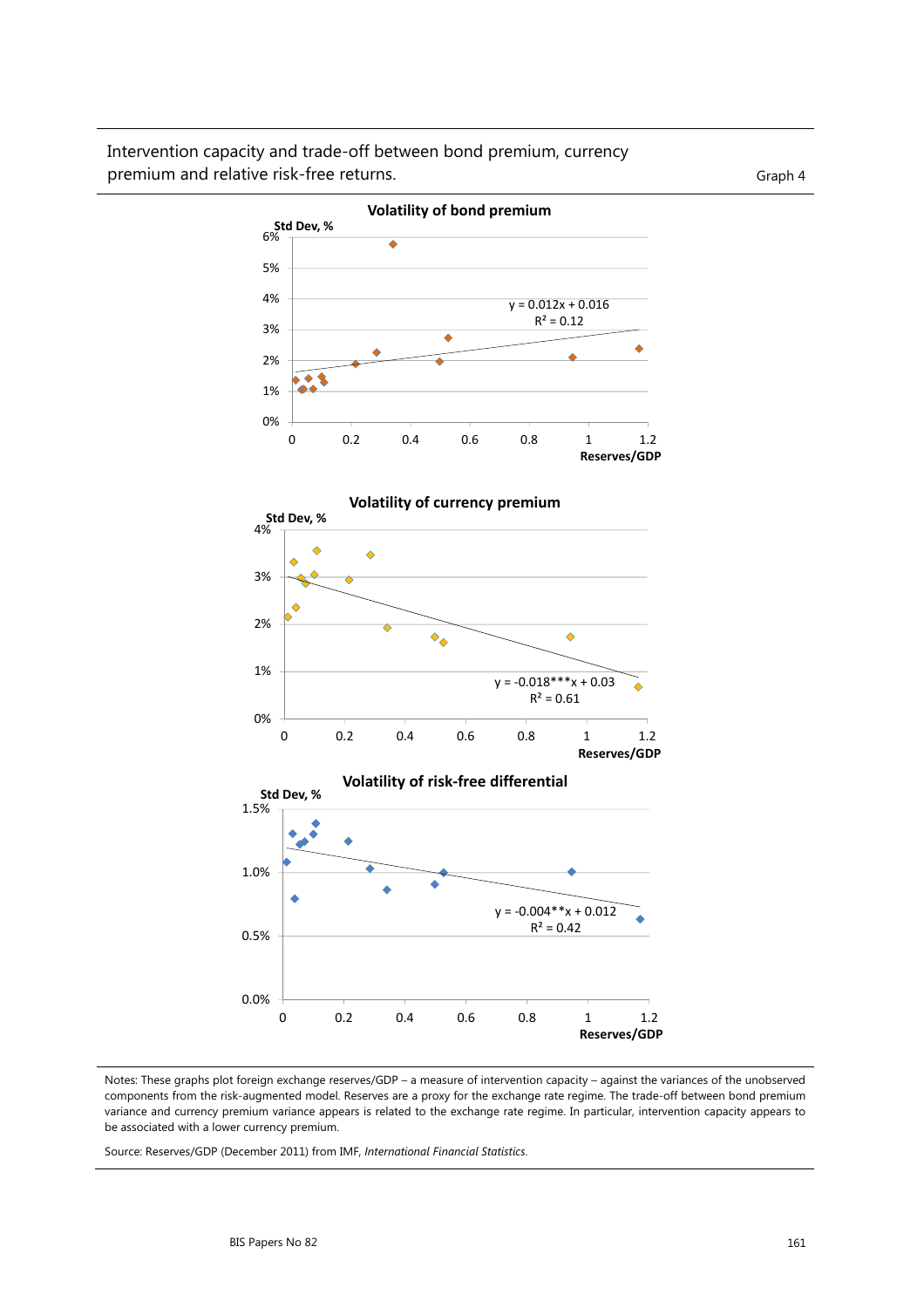Intervention capacity and trade-off between bond premium, currency premium and relative risk-free returns.

Graph 4

**Volatility of bond premium**

Std Dev, %

6%
5%
4%
3%
2%
1%
0%

0
0.2
0.4
0.6
0.8
1
1.2

Reserves/GDP

y = 0.012x + 0.016
$R^2$ = 0.12

**Volatility of currency premium**

Std Dev, %

4%
3%
2%
1%
0%

0
0.2
0.4
0.6
0.8
1
1.2

Reserves/GDP

y = -0.018***x + 0.03
$R^2$ = 0.61

**Volatility of risk-free differential**

Std Dev, %

1.5%
1.0%
0.5%
0.0%

0
0.2
0.4
0.6
0.8
1
1.2

Reserves/GDP

y = -0.004**x + 0.012
$R^2$ = 0.42

Notes: These graphs plot foreign exchange reserves/GDP – a measure of intervention capacity – against the variances of the unobserved components from the risk-augmented model. Reserves are a proxy for the exchange rate regime. The trade-off between bond premium variance and currency premium variance appears is related to the exchange rate regime. In particular, intervention capacity appears to be associated with a lower currency premium.

Source: Reserves/GDP (December 2011) from IMF, *International Financial Statistics*.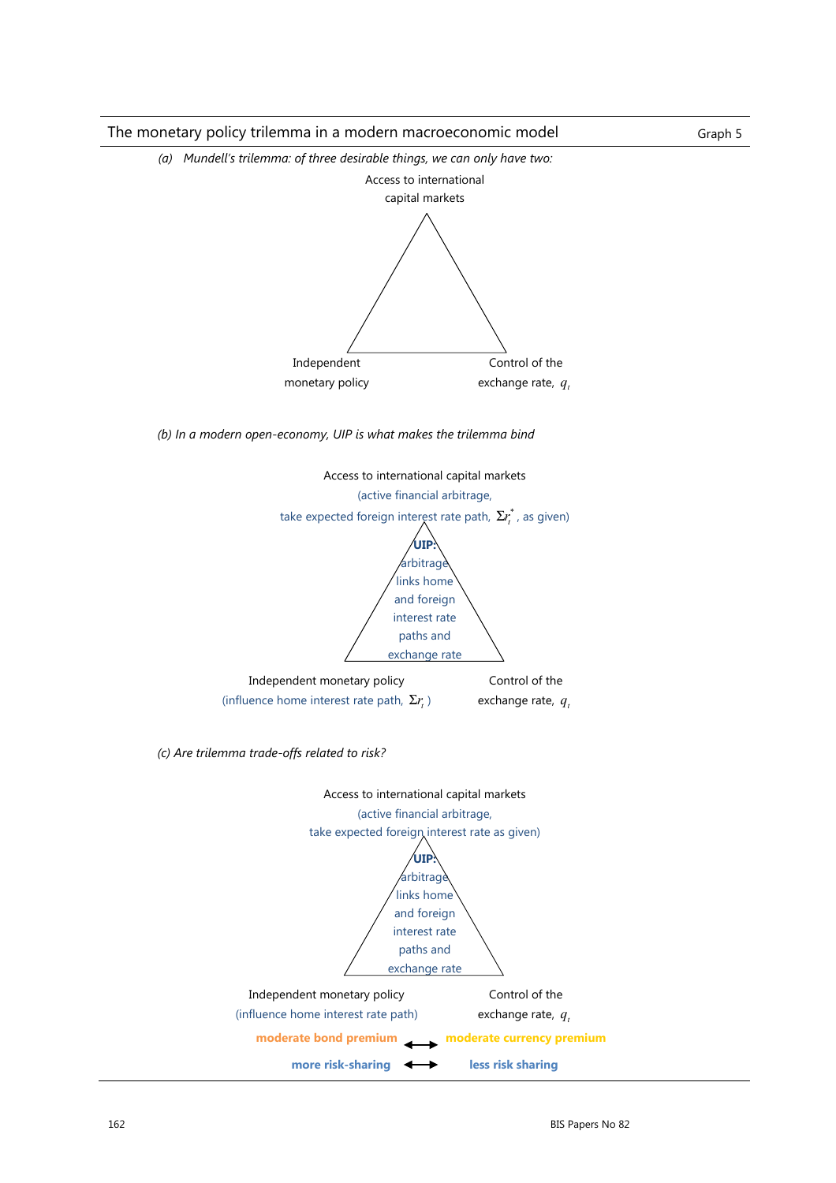The monetary policy trilemma in a modern macroeconomic model

Graph 5

*(a) Mundell's trilemma: of three desirable things, we can only have two:*

Access to international capital markets

Independent monetary policy

Control of the exchange rate, $q_t$

*(b) In a modern open-economy, UIP is what makes the trilemma bind*

Access to international capital markets
(active financial arbitrage,
take expected foreign interest rate path, $\Sigma r_t^*$, as given)

**UIP:**
arbitrage links home and foreign interest rate paths and exchange rate

Independent monetary policy
(influence home interest rate path, $\Sigma r_t$)

Control of the exchange rate, $q_t$

*(c) Are trilemma trade-offs related to risk?*

Access to international capital markets
(active financial arbitrage,
take expected foreign interest rate as given)

**UIP:**
arbitrage links home and foreign interest rate paths and exchange rate

Independent monetary policy
(influence home interest rate path)

Control of the exchange rate, $q_t$

**moderate bond premium** ⟷ **moderate currency premium**

**more risk-sharing** ⟷ **less risk sharing**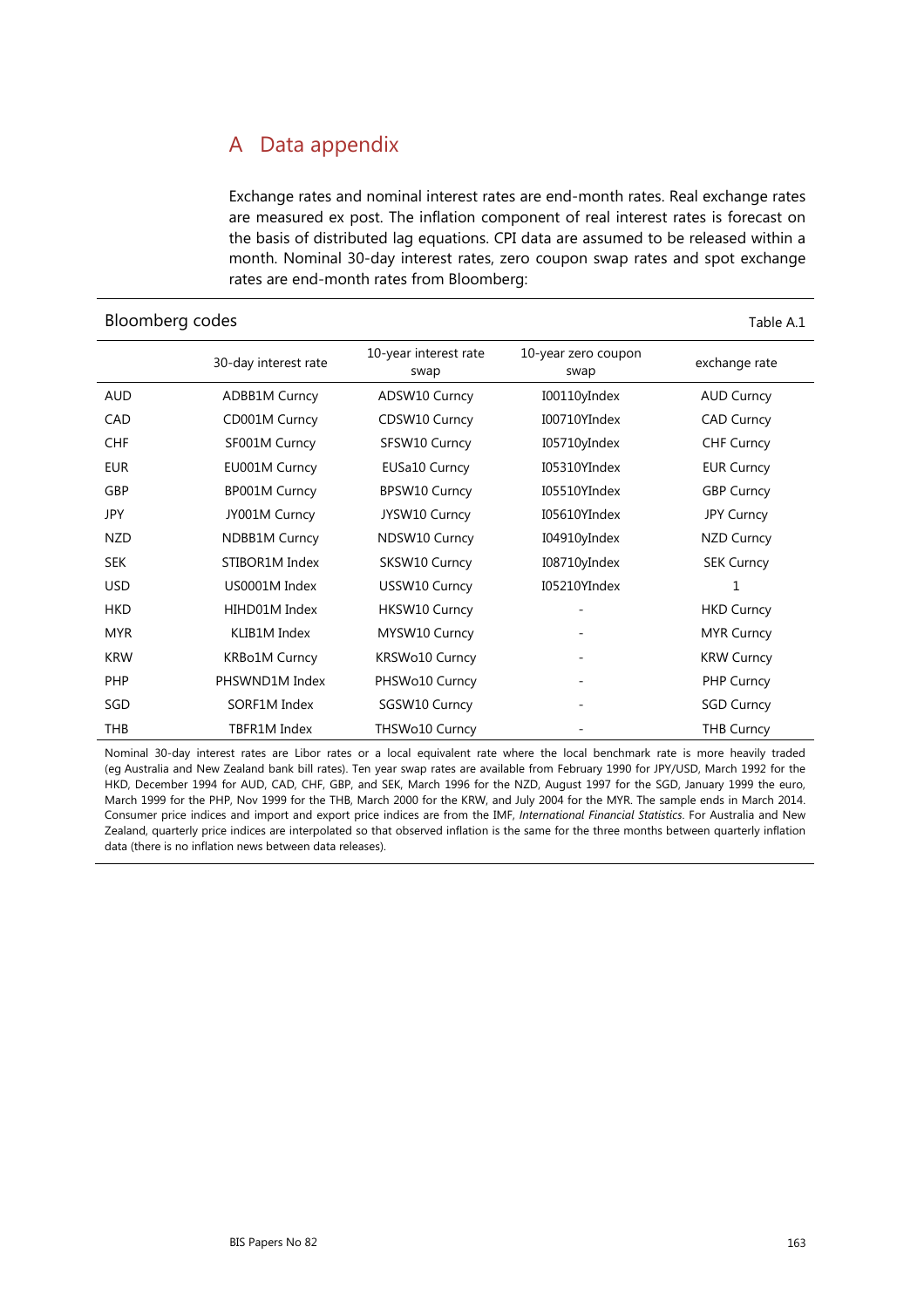# A Data appendix

Exchange rates and nominal interest rates are end-month rates. Real exchange rates are measured ex post. The inflation component of real interest rates is forecast on the basis of distributed lag equations. CPI data are assumed to be released within a month. Nominal 30-day interest rates, zero coupon swap rates and spot exchange rates are end-month rates from Bloomberg:

Bloomberg codes — Table A.1

| | 30-day interest rate | 10-year interest rate swap | 10-year zero coupon swap | exchange rate |
|---|---|---|---|---|
| AUD | ADBB1M Curncy | ADSW10 Curncy | I00110yIndex | AUD Curncy |
| CAD | CD001M Curncy | CDSW10 Curncy | I00710YIndex | CAD Curncy |
| CHF | SF001M Curncy | SFSW10 Curncy | I05710yIndex | CHF Curncy |
| EUR | EU001M Curncy | EUSa10 Curncy | I05310YIndex | EUR Curncy |
| GBP | BP001M Curncy | BPSW10 Curncy | I05510YIndex | GBP Curncy |
| JPY | JY001M Curncy | JYSW10 Curncy | I05610YIndex | JPY Curncy |
| NZD | NDBB1M Curncy | NDSW10 Curncy | I04910yIndex | NZD Curncy |
| SEK | STIBOR1M Index | SKSW10 Curncy | I08710yIndex | SEK Curncy |
| USD | US0001M Index | USSW10 Curncy | I05210YIndex | 1 |
| HKD | HIHD01M Index | HKSW10 Curncy | - | HKD Curncy |
| MYR | KLIB1M Index | MYSW10 Curncy | - | MYR Curncy |
| KRW | KRBo1M Curncy | KRSWo10 Curncy | - | KRW Curncy |
| PHP | PHSWND1M Index | PHSWo10 Curncy | - | PHP Curncy |
| SGD | SORF1M Index | SGSW10 Curncy | - | SGD Curncy |
| THB | TBFR1M Index | THSWo10 Curncy | - | THB Curncy |

Nominal 30-day interest rates are Libor rates or a local equivalent rate where the local benchmark rate is more heavily traded (eg Australia and New Zealand bank bill rates). Ten year swap rates are available from February 1990 for JPY/USD, March 1992 for the HKD, December 1994 for AUD, CAD, CHF, GBP, and SEK, March 1996 for the NZD, August 1997 for the SGD, January 1999 the euro, March 1999 for the PHP, Nov 1999 for the THB, March 2000 for the KRW, and July 2004 for the MYR. The sample ends in March 2014. Consumer price indices and import and export price indices are from the IMF, *International Financial Statistics*. For Australia and New Zealand, quarterly price indices are interpolated so that observed inflation is the same for the three months between quarterly inflation data (there is no inflation news between data releases).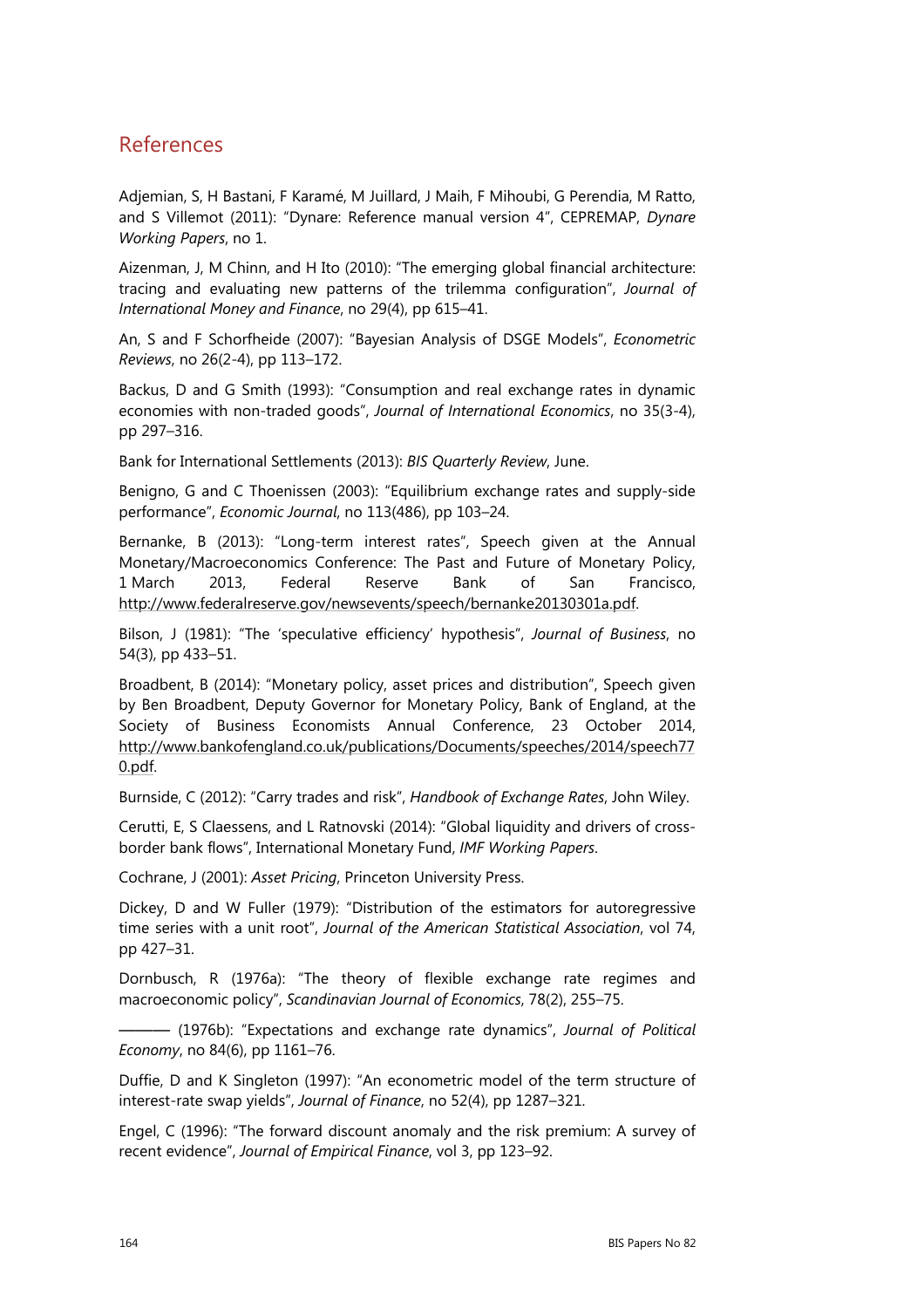## References

Adjemian, S, H Bastani, F Karamé, M Juillard, J Maih, F Mihoubi, G Perendia, M Ratto, and S Villemot (2011): "Dynare: Reference manual version 4", CEPREMAP, *Dynare Working Papers*, no 1.

Aizenman, J, M Chinn, and H Ito (2010): "The emerging global financial architecture: tracing and evaluating new patterns of the trilemma configuration", *Journal of International Money and Finance*, no 29(4), pp 615–41.

An, S and F Schorfheide (2007): "Bayesian Analysis of DSGE Models", *Econometric Reviews*, no 26(2-4), pp 113–172.

Backus, D and G Smith (1993): "Consumption and real exchange rates in dynamic economies with non-traded goods", *Journal of International Economics*, no 35(3-4), pp 297–316.

Bank for International Settlements (2013): *BIS Quarterly Review*, June.

Benigno, G and C Thoenissen (2003): "Equilibrium exchange rates and supply-side performance", *Economic Journal*, no 113(486), pp 103–24.

Bernanke, B (2013): "Long-term interest rates", Speech given at the Annual Monetary/Macroeconomics Conference: The Past and Future of Monetary Policy, 1 March 2013, Federal Reserve Bank of San Francisco, http://www.federalreserve.gov/newsevents/speech/bernanke20130301a.pdf.

Bilson, J (1981): "The 'speculative efficiency' hypothesis", *Journal of Business*, no 54(3), pp 433–51.

Broadbent, B (2014): "Monetary policy, asset prices and distribution", Speech given by Ben Broadbent, Deputy Governor for Monetary Policy, Bank of England, at the Society of Business Economists Annual Conference, 23 October 2014, http://www.bankofengland.co.uk/publications/Documents/speeches/2014/speech770.pdf.

Burnside, C (2012): "Carry trades and risk", *Handbook of Exchange Rates*, John Wiley.

Cerutti, E, S Claessens, and L Ratnovski (2014): "Global liquidity and drivers of cross-border bank flows", International Monetary Fund, *IMF Working Papers*.

Cochrane, J (2001): *Asset Pricing*, Princeton University Press.

Dickey, D and W Fuller (1979): "Distribution of the estimators for autoregressive time series with a unit root", *Journal of the American Statistical Association*, vol 74, pp 427–31.

Dornbusch, R (1976a): "The theory of flexible exchange rate regimes and macroeconomic policy", *Scandinavian Journal of Economics*, 78(2), 255–75.

——— (1976b): "Expectations and exchange rate dynamics", *Journal of Political Economy*, no 84(6), pp 1161–76.

Duffie, D and K Singleton (1997): "An econometric model of the term structure of interest-rate swap yields", *Journal of Finance*, no 52(4), pp 1287–321.

Engel, C (1996): "The forward discount anomaly and the risk premium: A survey of recent evidence", *Journal of Empirical Finance*, vol 3, pp 123–92.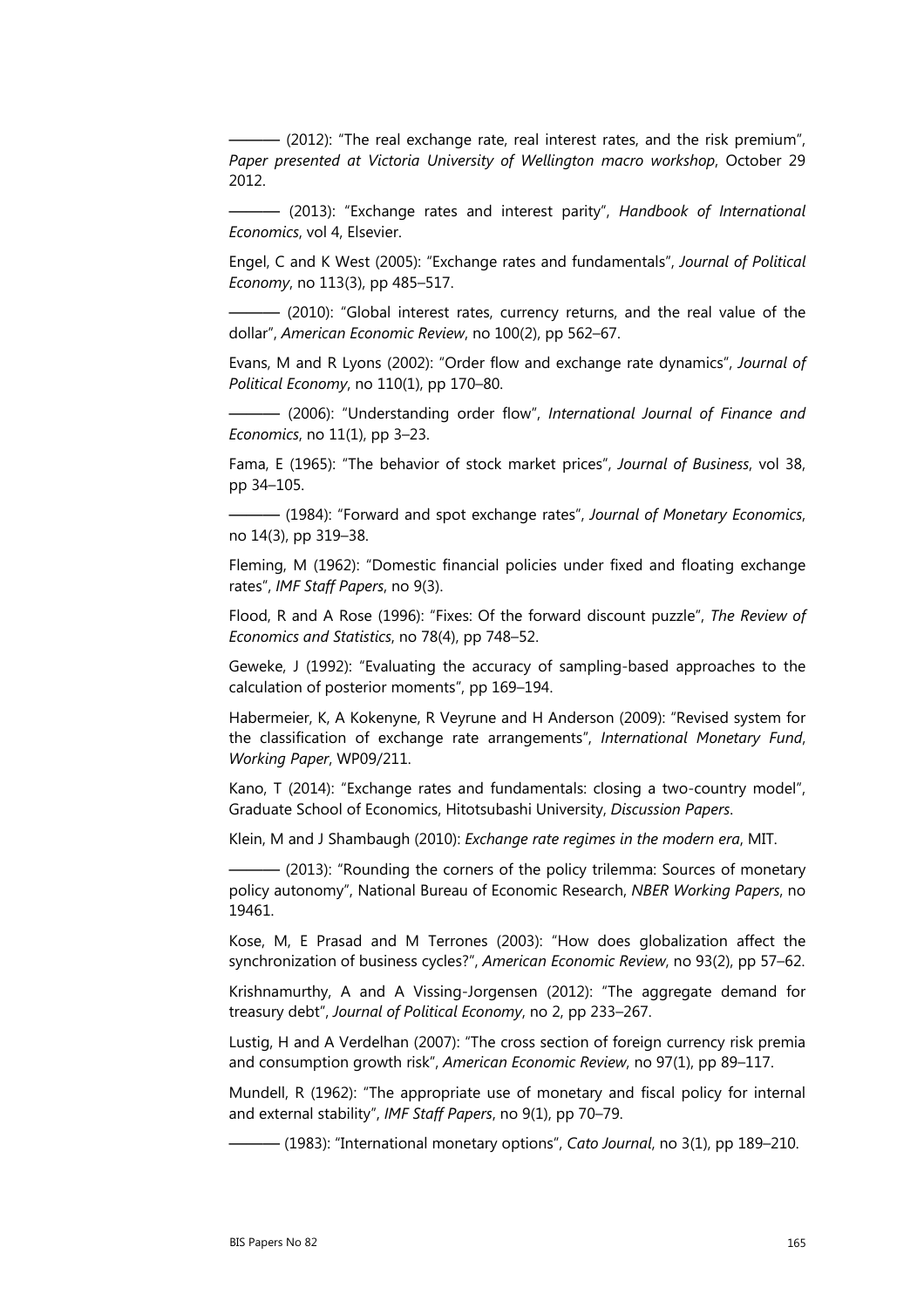——— (2012): "The real exchange rate, real interest rates, and the risk premium", *Paper presented at Victoria University of Wellington macro workshop*, October 29 2012.

——— (2013): "Exchange rates and interest parity", *Handbook of International Economics*, vol 4, Elsevier.

Engel, C and K West (2005): "Exchange rates and fundamentals", *Journal of Political Economy*, no 113(3), pp 485–517.

——— (2010): "Global interest rates, currency returns, and the real value of the dollar", *American Economic Review*, no 100(2), pp 562–67.

Evans, M and R Lyons (2002): "Order flow and exchange rate dynamics", *Journal of Political Economy*, no 110(1), pp 170–80.

——— (2006): "Understanding order flow", *International Journal of Finance and Economics*, no 11(1), pp 3–23.

Fama, E (1965): "The behavior of stock market prices", *Journal of Business*, vol 38, pp 34–105.

——— (1984): "Forward and spot exchange rates", *Journal of Monetary Economics*, no 14(3), pp 319–38.

Fleming, M (1962): "Domestic financial policies under fixed and floating exchange rates", *IMF Staff Papers*, no 9(3).

Flood, R and A Rose (1996): "Fixes: Of the forward discount puzzle", *The Review of Economics and Statistics*, no 78(4), pp 748–52.

Geweke, J (1992): "Evaluating the accuracy of sampling-based approaches to the calculation of posterior moments", pp 169–194.

Habermeier, K, A Kokenyne, R Veyrune and H Anderson (2009): "Revised system for the classification of exchange rate arrangements", *International Monetary Fund*, *Working Paper*, WP09/211.

Kano, T (2014): "Exchange rates and fundamentals: closing a two-country model", Graduate School of Economics, Hitotsubashi University, *Discussion Papers*.

Klein, M and J Shambaugh (2010): *Exchange rate regimes in the modern era*, MIT.

——— (2013): "Rounding the corners of the policy trilemma: Sources of monetary policy autonomy", National Bureau of Economic Research, *NBER Working Papers*, no 19461.

Kose, M, E Prasad and M Terrones (2003): "How does globalization affect the synchronization of business cycles?", *American Economic Review*, no 93(2), pp 57–62.

Krishnamurthy, A and A Vissing-Jorgensen (2012): "The aggregate demand for treasury debt", *Journal of Political Economy*, no 2, pp 233–267.

Lustig, H and A Verdelhan (2007): "The cross section of foreign currency risk premia and consumption growth risk", *American Economic Review*, no 97(1), pp 89–117.

Mundell, R (1962): "The appropriate use of monetary and fiscal policy for internal and external stability", *IMF Staff Papers*, no 9(1), pp 70–79.

——— (1983): "International monetary options", *Cato Journal*, no 3(1), pp 189–210.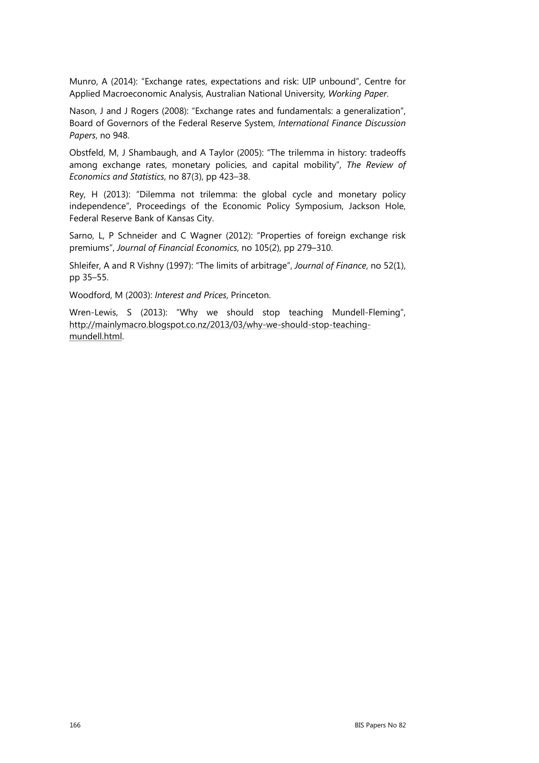Munro, A (2014): “Exchange rates, expectations and risk: UIP unbound”, Centre for Applied Macroeconomic Analysis, Australian National University, *Working Paper*.

Nason, J and J Rogers (2008): “Exchange rates and fundamentals: a generalization”, Board of Governors of the Federal Reserve System, *International Finance Discussion Papers*, no 948.

Obstfeld, M, J Shambaugh, and A Taylor (2005): “The trilemma in history: tradeoffs among exchange rates, monetary policies, and capital mobility”, *The Review of Economics and Statistics*, no 87(3), pp 423–38.

Rey, H (2013): “Dilemma not trilemma: the global cycle and monetary policy independence”, Proceedings of the Economic Policy Symposium, Jackson Hole, Federal Reserve Bank of Kansas City.

Sarno, L, P Schneider and C Wagner (2012): “Properties of foreign exchange risk premiums”, *Journal of Financial Economics*, no 105(2), pp 279–310.

Shleifer, A and R Vishny (1997): “The limits of arbitrage”, *Journal of Finance*, no 52(1), pp 35–55.

Woodford, M (2003): *Interest and Prices*, Princeton.

Wren-Lewis, S (2013): “Why we should stop teaching Mundell-Fleming”, http://mainlymacro.blogspot.co.nz/2013/03/why-we-should-stop-teaching-mundell.html.